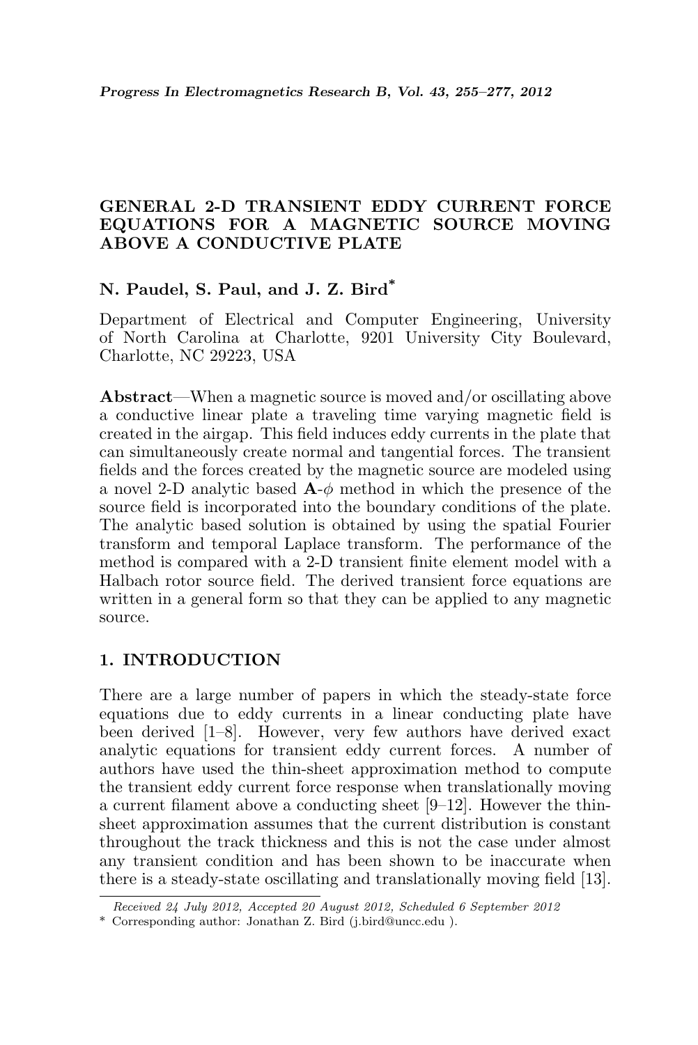# GENERAL 2-D TRANSIENT EDDY CURRENT FORCE EQUATIONS FOR A MAGNETIC SOURCE MOVING ABOVE A CONDUCTIVE PLATE

**N. Paudel, S. Paul, and J. Z. Bird***

Department of Electrical and Computer Engineering, University of North Carolina at Charlotte, 9201 University City Boulevard, Charlotte, NC 29223, USA

**Abstract**—When a magnetic source is moved and/or oscillating above a conductive linear plate a traveling time varying magnetic field is created in the airgap. This field induces eddy currents in the plate that can simultaneously create normal and tangential forces. The transient fields and the forces created by the magnetic source are modeled using a novel 2-D analytic based $\mathbf{A}$-$\phi$ method in which the presence of the source field is incorporated into the boundary conditions of the plate. The analytic based solution is obtained by using the spatial Fourier transform and temporal Laplace transform. The performance of the method is compared with a 2-D transient finite element model with a Halbach rotor source field. The derived transient force equations are written in a general form so that they can be applied to any magnetic source.

## 1. INTRODUCTION

There are a large number of papers in which the steady-state force equations due to eddy currents in a linear conducting plate have been derived [1–8]. However, very few authors have derived exact analytic equations for transient eddy current forces. A number of authors have used the thin-sheet approximation method to compute the transient eddy current force response when translationally moving a current filament above a conducting sheet [9–12]. However the thin-sheet approximation assumes that the current distribution is constant throughout the track thickness and this is not the case under almost any transient condition and has been shown to be inaccurate when there is a steady-state oscillating and translationally moving field [13].

*Received 24 July 2012, Accepted 20 August 2012, Scheduled 6 September 2012*

\* Corresponding author: Jonathan Z. Bird (j.bird@uncc.edu ).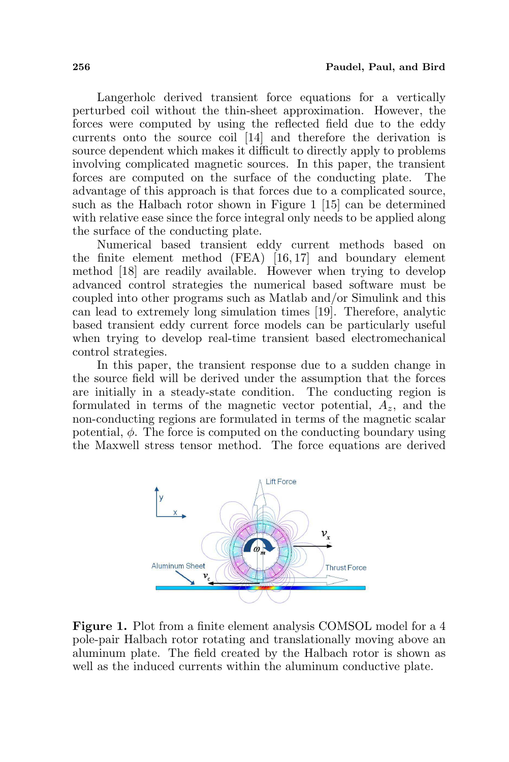Langerholc derived transient force equations for a vertically perturbed coil without the thin-sheet approximation. However, the forces were computed by using the reflected field due to the eddy currents onto the source coil [14] and therefore the derivation is source dependent which makes it difficult to directly apply to problems involving complicated magnetic sources. In this paper, the transient forces are computed on the surface of the conducting plate. The advantage of this approach is that forces due to a complicated source, such as the Halbach rotor shown in Figure 1 [15] can be determined with relative ease since the force integral only needs to be applied along the surface of the conducting plate.

Numerical based transient eddy current methods based on the finite element method (FEA) [16, 17] and boundary element method [18] are readily available. However when trying to develop advanced control strategies the numerical based software must be coupled into other programs such as Matlab and/or Simulink and this can lead to extremely long simulation times [19]. Therefore, analytic based transient eddy current force models can be particularly useful when trying to develop real-time transient based electromechanical control strategies.

In this paper, the transient response due to a sudden change in the source field will be derived under the assumption that the forces are initially in a steady-state condition. The conducting region is formulated in terms of the magnetic vector potential, $A_z$, and the non-conducting regions are formulated in terms of the magnetic scalar potential, $\phi$. The force is computed on the conducting boundary using the Maxwell stress tensor method. The force equations are derived

**Figure 1.** Plot from a finite element analysis COMSOL model for a 4 pole-pair Halbach rotor rotating and translationally moving above an aluminum plate. The field created by the Halbach rotor is shown as well as the induced currents within the aluminum conductive plate.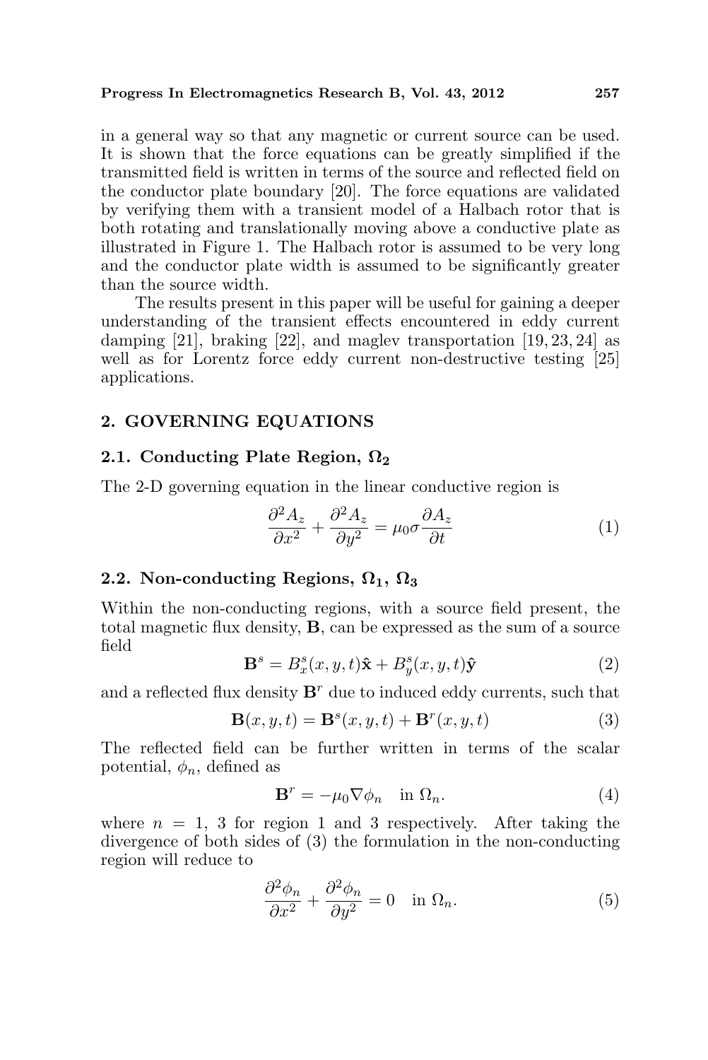in a general way so that any magnetic or current source can be used. It is shown that the force equations can be greatly simplified if the transmitted field is written in terms of the source and reflected field on the conductor plate boundary [20]. The force equations are validated by verifying them with a transient model of a Halbach rotor that is both rotating and translationally moving above a conductive plate as illustrated in Figure 1. The Halbach rotor is assumed to be very long and the conductor plate width is assumed to be significantly greater than the source width.

The results present in this paper will be useful for gaining a deeper understanding of the transient effects encountered in eddy current damping [21], braking [22], and maglev transportation [19, 23, 24] as well as for Lorentz force eddy current non-destructive testing [25] applications.

## 2. GOVERNING EQUATIONS

### 2.1. Conducting Plate Region, $\Omega_2$

The 2-D governing equation in the linear conductive region is

$$\frac{\partial^2 A_z}{\partial x^2} + \frac{\partial^2 A_z}{\partial y^2} = \mu_0 \sigma \frac{\partial A_z}{\partial t} \tag{1}$$

### 2.2. Non-conducting Regions, $\Omega_1$, $\Omega_3$

Within the non-conducting regions, with a source field present, the total magnetic flux density, $\mathbf{B}$, can be expressed as the sum of a source field

$$\mathbf{B}^s = B_x^s(x, y, t)\hat{\mathbf{x}} + B_y^s(x, y, t)\hat{\mathbf{y}} \tag{2}$$

and a reflected flux density $\mathbf{B}^r$ due to induced eddy currents, such that

$$\mathbf{B}(x, y, t) = \mathbf{B}^s(x, y, t) + \mathbf{B}^r(x, y, t) \tag{3}$$

The reflected field can be further written in terms of the scalar potential, $\phi_n$, defined as

$$\mathbf{B}^r = -\mu_0 \nabla \phi_n \quad \text{in } \Omega_n. \tag{4}$$

where $n = 1$, 3 for region 1 and 3 respectively. After taking the divergence of both sides of (3) the formulation in the non-conducting region will reduce to

$$\frac{\partial^2 \phi_n}{\partial x^2} + \frac{\partial^2 \phi_n}{\partial y^2} = 0 \quad \text{in } \Omega_n. \tag{5}$$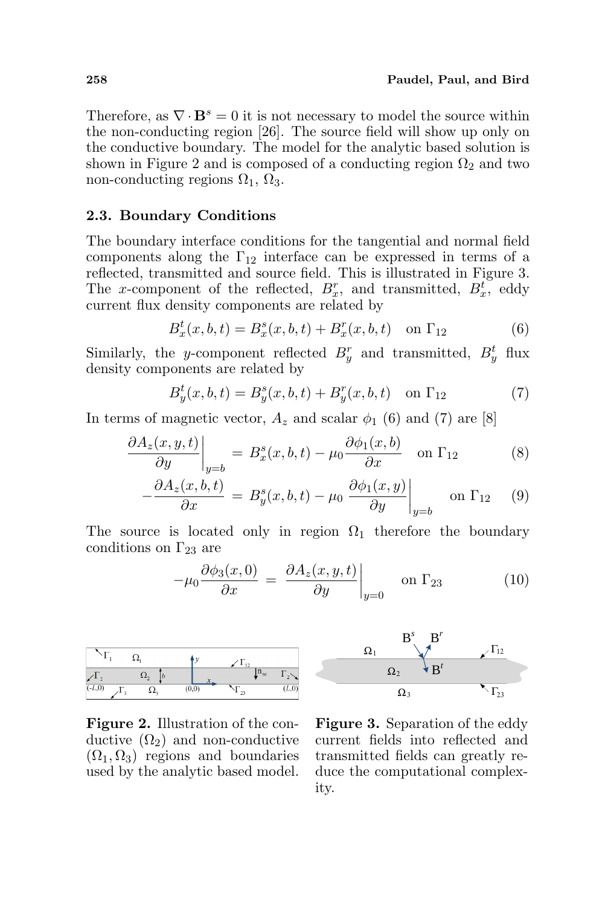Therefore, as $\nabla \cdot \mathbf{B}^s = 0$ it is not necessary to model the source within the non-conducting region [26]. The source field will show up only on the conductive boundary. The model for the analytic based solution is shown in Figure 2 and is composed of a conducting region $\Omega_2$ and two non-conducting regions $\Omega_1$, $\Omega_3$.

### 2.3. Boundary Conditions

The boundary interface conditions for the tangential and normal field components along the $\Gamma_{12}$ interface can be expressed in terms of a reflected, transmitted and source field. This is illustrated in Figure 3. The $x$-component of the reflected, $B_x^r$, and transmitted, $B_x^t$, eddy current flux density components are related by

$$B_x^t(x, b, t) = B_x^s(x, b, t) + B_x^r(x, b, t) \quad \text{on } \Gamma_{12} \tag{6}$$

Similarly, the $y$-component reflected $B_y^r$ and transmitted, $B_y^t$ flux density components are related by

$$B_y^t(x, b, t) = B_y^s(x, b, t) + B_y^r(x, b, t) \quad \text{on } \Gamma_{12} \tag{7}$$

In terms of magnetic vector, $A_z$ and scalar $\phi_1$ (6) and (7) are [8]

$$\left.\frac{\partial A_z(x, y, t)}{\partial y}\right|_{y=b} = B_x^s(x, b, t) - \mu_0 \frac{\partial \phi_1(x, b)}{\partial x} \quad \text{on } \Gamma_{12} \tag{8}$$

$$-\frac{\partial A_z(x, b, t)}{\partial x} = B_y^s(x, b, t) - \mu_0 \left.\frac{\partial \phi_1(x, y)}{\partial y}\right|_{y=b} \quad \text{on } \Gamma_{12} \tag{9}$$

The source is located only in region $\Omega_1$ therefore the boundary conditions on $\Gamma_{23}$ are

$$-\mu_0 \frac{\partial \phi_3(x, 0)}{\partial x} = \left.\frac{\partial A_z(x, y, t)}{\partial y}\right|_{y=0} \quad \text{on } \Gamma_{23} \tag{10}$$

**Figure 2.** Illustration of the conductive ($\Omega_2$) and non-conductive ($\Omega_1, \Omega_3$) regions and boundaries used by the analytic based model.

**Figure 3.** Separation of the eddy current fields into reflected and transmitted fields can greatly reduce the computational complexity.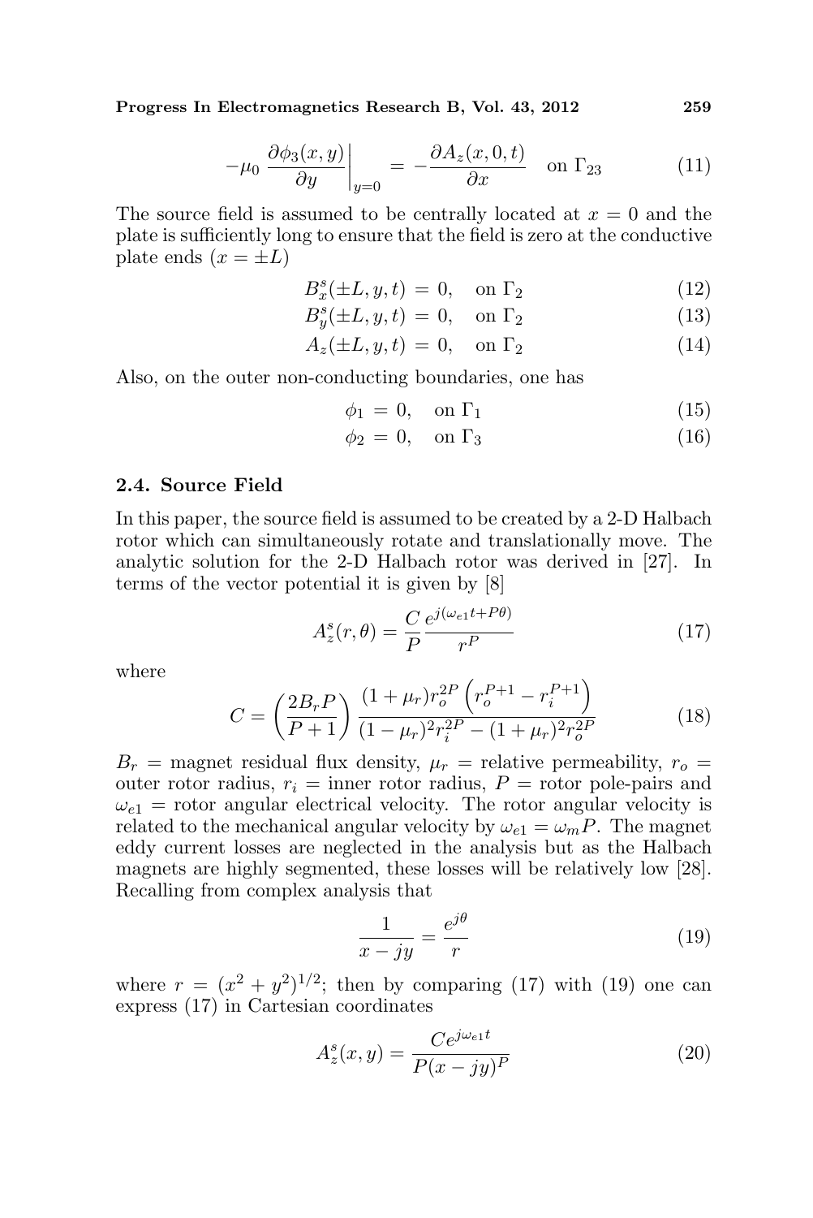$$
-\mu_0 \left.\frac{\partial \phi_3(x,y)}{\partial y}\right|_{y=0} = -\frac{\partial A_z(x,0,t)}{\partial x} \quad \text{on } \Gamma_{23} \tag{11}
$$

The source field is assumed to be centrally located at $x = 0$ and the plate is sufficiently long to ensure that the field is zero at the conductive plate ends ($x = \pm L$)

$$
B_x^s(\pm L, y, t) = 0, \quad \text{on } \Gamma_2 \tag{12}
$$

$$
B_y^s(\pm L, y, t) = 0, \quad \text{on } \Gamma_2 \tag{13}
$$

$$
A_z(\pm L, y, t) = 0, \quad \text{on } \Gamma_2 \tag{14}
$$

Also, on the outer non-conducting boundaries, one has

$$
\phi_1 = 0, \quad \text{on } \Gamma_1 \tag{15}
$$

$$
\phi_2 = 0, \quad \text{on } \Gamma_3 \tag{16}
$$

### 2.4. Source Field

In this paper, the source field is assumed to be created by a 2-D Halbach rotor which can simultaneously rotate and translationally move. The analytic solution for the 2-D Halbach rotor was derived in [27]. In terms of the vector potential it is given by [8]

$$
A_z^s(r,\theta) = \frac{C}{P} \frac{e^{j(\omega_{e1} t + P\theta)}}{r^P} \tag{17}
$$

where

$$
C = \left(\frac{2B_r P}{P+1}\right) \frac{(1+\mu_r) r_o^{2P} \left(r_o^{P+1} - r_i^{P+1}\right)}{(1-\mu_r)^2 r_i^{2P} - (1+\mu_r)^2 r_o^{2P}} \tag{18}
$$

$B_r$ = magnet residual flux density, $\mu_r$ = relative permeability, $r_o$ = outer rotor radius, $r_i$ = inner rotor radius, $P$ = rotor pole-pairs and $\omega_{e1}$ = rotor angular electrical velocity. The rotor angular velocity is related to the mechanical angular velocity by $\omega_{e1} = \omega_m P$. The magnet eddy current losses are neglected in the analysis but as the Halbach magnets are highly segmented, these losses will be relatively low [28]. Recalling from complex analysis that

$$
\frac{1}{x - jy} = \frac{e^{j\theta}}{r} \tag{19}
$$

where $r = (x^2 + y^2)^{1/2}$; then by comparing (17) with (19) one can express (17) in Cartesian coordinates

$$
A_z^s(x,y) = \frac{C e^{j\omega_{e1} t}}{P(x - jy)^P} \tag{20}
$$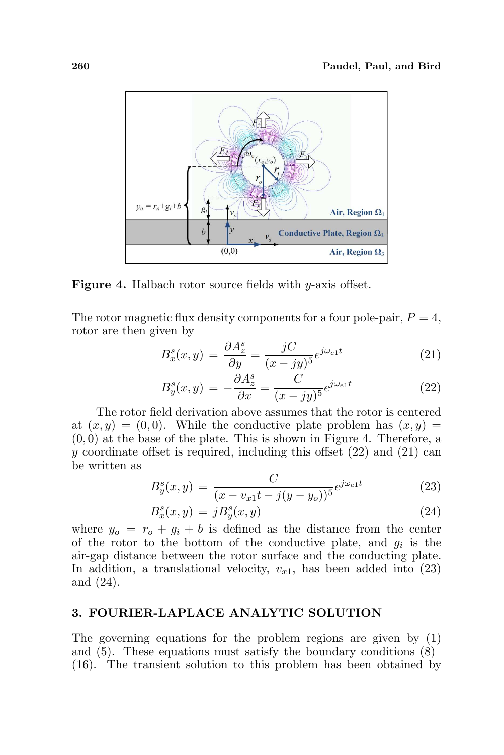**Figure 4.** Halbach rotor source fields with $y$-axis offset.

The rotor magnetic flux density components for a four pole-pair, $P = 4$, rotor are then given by

$$B_x^s(x, y) = \frac{\partial A_z^s}{\partial y} = \frac{jC}{(x - jy)^5} e^{j\omega_{e1} t} \tag{21}$$

$$B_y^s(x, y) = -\frac{\partial A_z^s}{\partial x} = \frac{C}{(x - jy)^5} e^{j\omega_{e1} t} \tag{22}$$

The rotor field derivation above assumes that the rotor is centered at $(x, y) = (0, 0)$. While the conductive plate problem has $(x, y) = (0, 0)$ at the base of the plate. This is shown in Figure 4. Therefore, a $y$ coordinate offset is required, including this offset (22) and (21) can be written as

$$B_y^s(x, y) = \frac{C}{(x - v_{x1} t - j(y - y_o))^5} e^{j\omega_{e1} t} \tag{23}$$

$$B_x^s(x, y) = jB_y^s(x, y) \tag{24}$$

where $y_o = r_o + g_i + b$ is defined as the distance from the center of the rotor to the bottom of the conductive plate, and $g_i$ is the air-gap distance between the rotor surface and the conducting plate. In addition, a translational velocity, $v_{x1}$, has been added into (23) and (24).

## 3. FOURIER-LAPLACE ANALYTIC SOLUTION

The governing equations for the problem regions are given by (1) and (5). These equations must satisfy the boundary conditions (8)–(16). The transient solution to this problem has been obtained by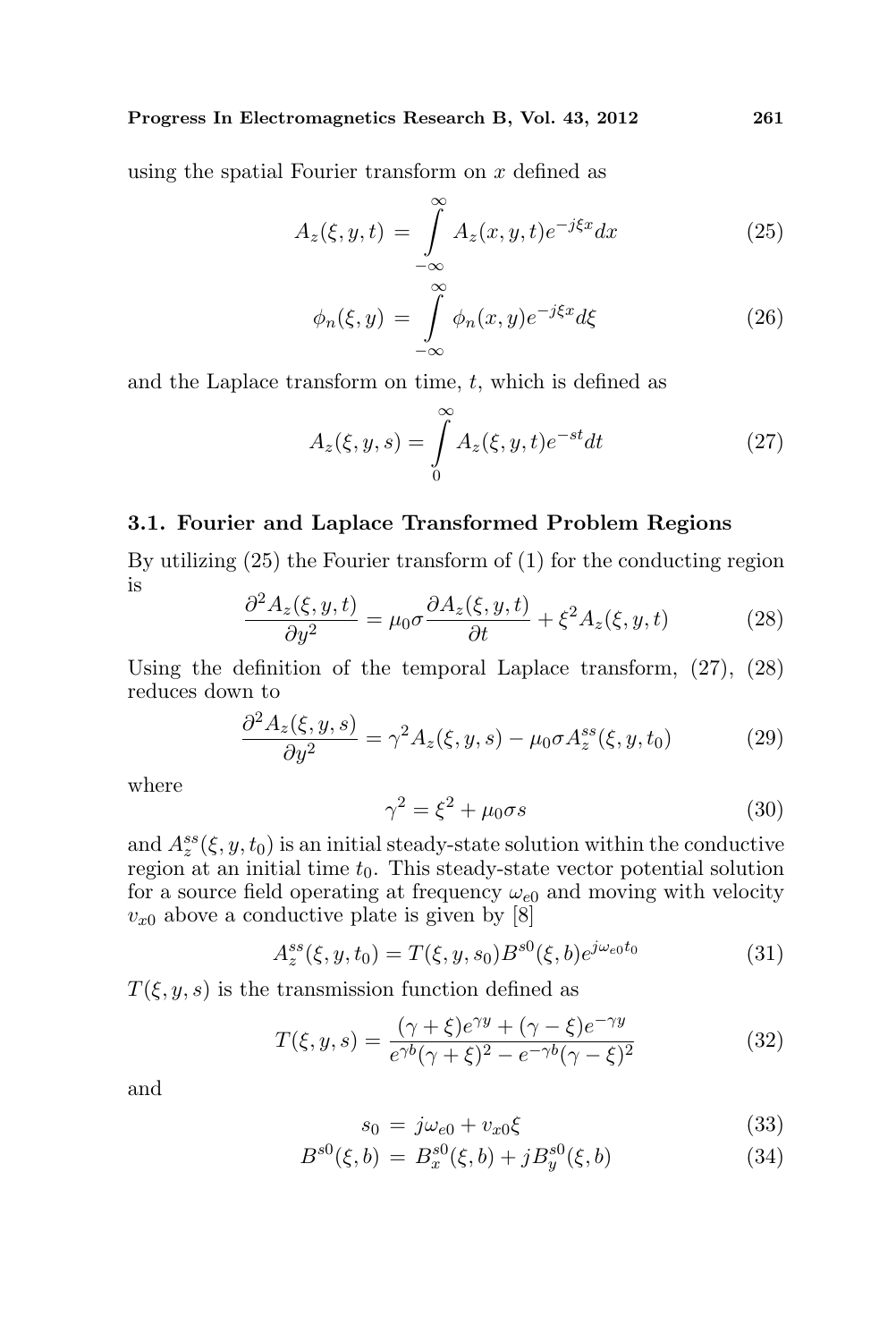using the spatial Fourier transform on $x$ defined as

$$A_z(\xi, y, t) = \int_{-\infty}^{\infty} A_z(x, y, t) e^{-j\xi x} dx \tag{25}$$

$$\phi_n(\xi, y) = \int_{-\infty}^{\infty} \phi_n(x, y) e^{-j\xi x} d\xi \tag{26}$$

and the Laplace transform on time, $t$, which is defined as

$$A_z(\xi, y, s) = \int_{0}^{\infty} A_z(\xi, y, t) e^{-st} dt \tag{27}$$

### 3.1. Fourier and Laplace Transformed Problem Regions

By utilizing (25) the Fourier transform of (1) for the conducting region is

$$\frac{\partial^2 A_z(\xi, y, t)}{\partial y^2} = \mu_0 \sigma \frac{\partial A_z(\xi, y, t)}{\partial t} + \xi^2 A_z(\xi, y, t) \tag{28}$$

Using the definition of the temporal Laplace transform, (27), (28) reduces down to

$$\frac{\partial^2 A_z(\xi, y, s)}{\partial y^2} = \gamma^2 A_z(\xi, y, s) - \mu_0 \sigma A_z^{ss}(\xi, y, t_0) \tag{29}$$

where

$$\gamma^2 = \xi^2 + \mu_0 \sigma s \tag{30}$$

and $A_z^{ss}(\xi, y, t_0)$ is an initial steady-state solution within the conductive region at an initial time $t_0$. This steady-state vector potential solution for a source field operating at frequency $\omega_{e0}$ and moving with velocity $v_{x0}$ above a conductive plate is given by [8]

$$A_z^{ss}(\xi, y, t_0) = T(\xi, y, s_0) B^{s0}(\xi, b) e^{j\omega_{e0} t_0} \tag{31}$$

$T(\xi, y, s)$ is the transmission function defined as

$$T(\xi, y, s) = \frac{(\gamma + \xi)e^{\gamma y} + (\gamma - \xi)e^{-\gamma y}}{e^{\gamma b}(\gamma + \xi)^2 - e^{-\gamma b}(\gamma - \xi)^2} \tag{32}$$

and

$$s_0 = j\omega_{e0} + v_{x0}\xi \tag{33}$$

$$B^{s0}(\xi, b) = B_x^{s0}(\xi, b) + jB_y^{s0}(\xi, b) \tag{34}$$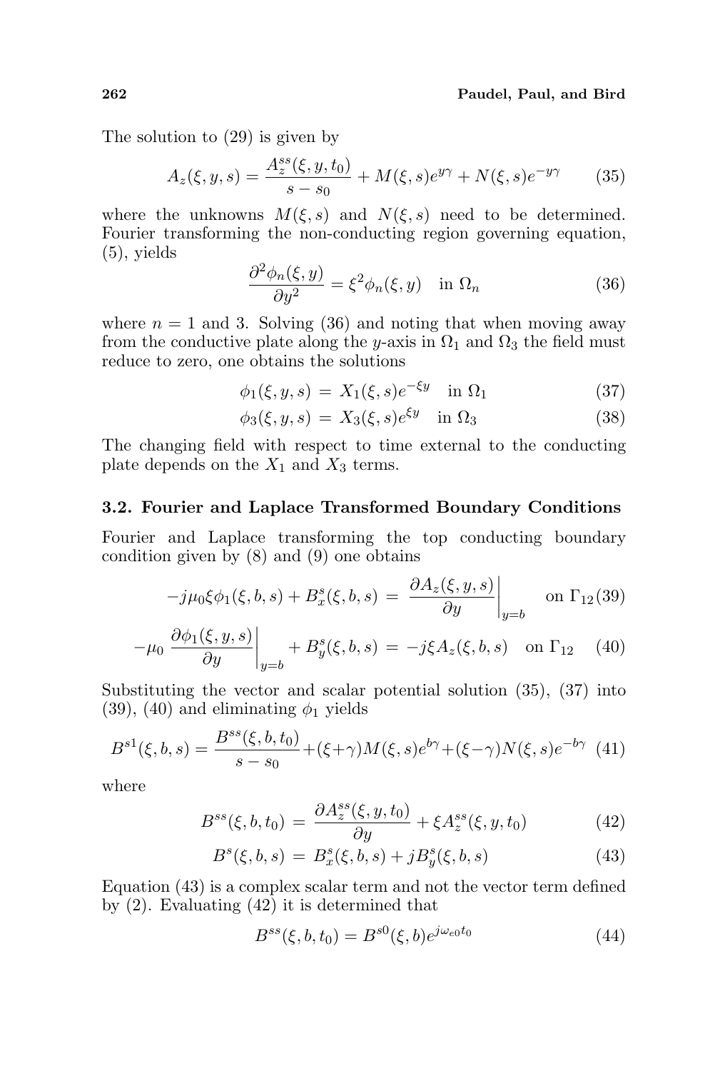The solution to (29) is given by

$$A_z(\xi, y, s) = \frac{A_z^{ss}(\xi, y, t_0)}{s - s_0} + M(\xi, s)e^{y\gamma} + N(\xi, s)e^{-y\gamma} \tag{35}$$

where the unknowns $M(\xi, s)$ and $N(\xi, s)$ need to be determined. Fourier transforming the non-conducting region governing equation, (5), yields

$$\frac{\partial^2 \phi_n(\xi, y)}{\partial y^2} = \xi^2 \phi_n(\xi, y) \quad \text{in } \Omega_n \tag{36}$$

where $n = 1$ and 3. Solving (36) and noting that when moving away from the conductive plate along the $y$-axis in $\Omega_1$ and $\Omega_3$ the field must reduce to zero, one obtains the solutions

$$\phi_1(\xi, y, s) = X_1(\xi, s)e^{-\xi y} \quad \text{in } \Omega_1 \tag{37}$$

$$\phi_3(\xi, y, s) = X_3(\xi, s)e^{\xi y} \quad \text{in } \Omega_3 \tag{38}$$

The changing field with respect to time external to the conducting plate depends on the $X_1$ and $X_3$ terms.

### 3.2. Fourier and Laplace Transformed Boundary Conditions

Fourier and Laplace transforming the top conducting boundary condition given by (8) and (9) one obtains

$$-j\mu_0\xi\phi_1(\xi, b, s) + B_x^s(\xi, b, s) = \left.\frac{\partial A_z(\xi, y, s)}{\partial y}\right|_{y=b} \quad \text{on } \Gamma_{12} \tag{39}$$

$$-\mu_0 \left.\frac{\partial \phi_1(\xi, y, s)}{\partial y}\right|_{y=b} + B_y^s(\xi, b, s) = -j\xi A_z(\xi, b, s) \quad \text{on } \Gamma_{12} \tag{40}$$

Substituting the vector and scalar potential solution (35), (37) into (39), (40) and eliminating $\phi_1$ yields

$$B^{s1}(\xi, b, s) = \frac{B^{ss}(\xi, b, t_0)}{s - s_0} + (\xi+\gamma)M(\xi, s)e^{b\gamma} + (\xi-\gamma)N(\xi, s)e^{-b\gamma} \tag{41}$$

where

$$B^{ss}(\xi, b, t_0) = \frac{\partial A_z^{ss}(\xi, y, t_0)}{\partial y} + \xi A_z^{ss}(\xi, y, t_0) \tag{42}$$

$$B^s(\xi, b, s) = B_x^s(\xi, b, s) + jB_y^s(\xi, b, s) \tag{43}$$

Equation (43) is a complex scalar term and not the vector term defined by (2). Evaluating (42) it is determined that

$$B^{ss}(\xi, b, t_0) = B^{s0}(\xi, b)e^{j\omega_{e0}t_0} \tag{44}$$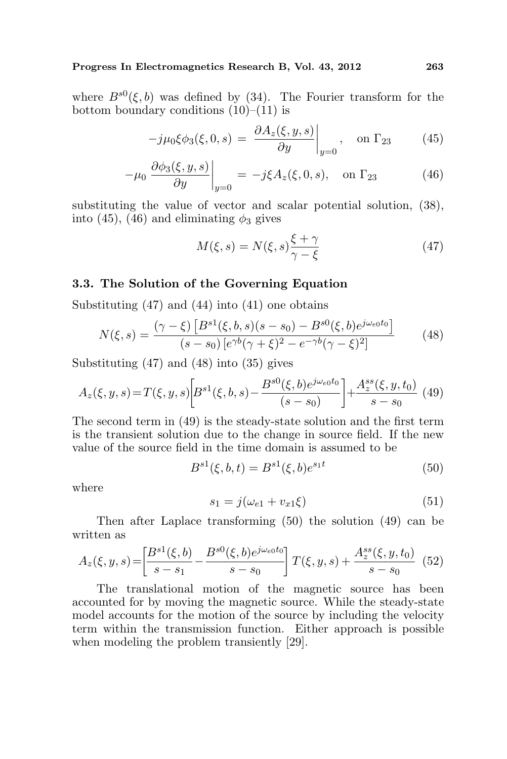where $B^{s0}(\xi, b)$ was defined by (34). The Fourier transform for the bottom boundary conditions (10)–(11) is

$$-j\mu_0 \xi \phi_3(\xi, 0, s) = \left. \frac{\partial A_z(\xi, y, s)}{\partial y} \right|_{y=0}, \quad \text{on } \Gamma_{23} \tag{45}$$

$$-\mu_0 \left. \frac{\partial \phi_3(\xi, y, s)}{\partial y} \right|_{y=0} = -j\xi A_z(\xi, 0, s), \quad \text{on } \Gamma_{23} \tag{46}$$

substituting the value of vector and scalar potential solution, (38), into (45), (46) and eliminating $\phi_3$ gives

$$M(\xi, s) = N(\xi, s) \frac{\xi + \gamma}{\gamma - \xi} \tag{47}$$

### 3.3. The Solution of the Governing Equation

Substituting (47) and (44) into (41) one obtains

$$N(\xi, s) = \frac{(\gamma - \xi)\left[B^{s1}(\xi, b, s)(s - s_0) - B^{s0}(\xi, b) e^{j\omega_{e0} t_0}\right]}{(s - s_0)\left[e^{\gamma b}(\gamma + \xi)^2 - e^{-\gamma b}(\gamma - \xi)^2\right]} \tag{48}$$

Substituting (47) and (48) into (35) gives

$$A_z(\xi, y, s) = T(\xi, y, s)\left[B^{s1}(\xi, b, s) - \frac{B^{s0}(\xi, b) e^{j\omega_{e0} t_0}}{(s - s_0)}\right] + \frac{A_z^{ss}(\xi, y, t_0)}{s - s_0} \tag{49}$$

The second term in (49) is the steady-state solution and the first term is the transient solution due to the change in source field. If the new value of the source field in the time domain is assumed to be

$$B^{s1}(\xi, b, t) = B^{s1}(\xi, b) e^{s_1 t} \tag{50}$$

where

$$s_1 = j(\omega_{e1} + v_{x1}\xi) \tag{51}$$

Then after Laplace transforming (50) the solution (49) can be written as

$$A_z(\xi, y, s) = \left[\frac{B^{s1}(\xi, b)}{s - s_1} - \frac{B^{s0}(\xi, b) e^{j\omega_{e0} t_0}}{s - s_0}\right] T(\xi, y, s) + \frac{A_z^{ss}(\xi, y, t_0)}{s - s_0} \tag{52}$$

The translational motion of the magnetic source has been accounted for by moving the magnetic source. While the steady-state model accounts for the motion of the source by including the velocity term within the transmission function. Either approach is possible when modeling the problem transiently [29].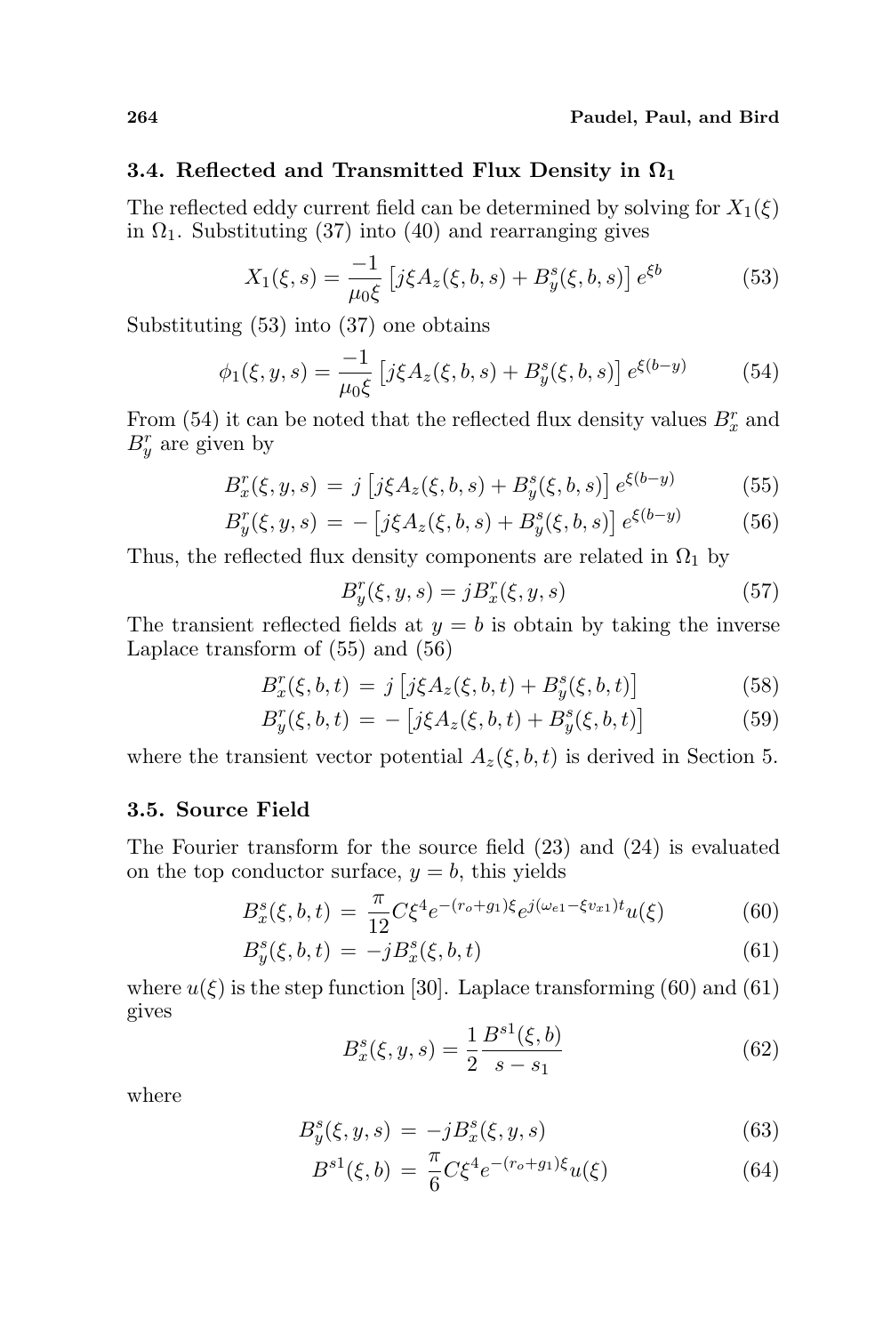### 3.4. Reflected and Transmitted Flux Density in $\Omega_1$

The reflected eddy current field can be determined by solving for $X_1(\xi)$ in $\Omega_1$. Substituting (37) into (40) and rearranging gives

$$X_1(\xi, s) = \frac{-1}{\mu_0 \xi} \left[ j\xi A_z(\xi, b, s) + B_y^s(\xi, b, s) \right] e^{\xi b} \tag{53}$$

Substituting (53) into (37) one obtains

$$\phi_1(\xi, y, s) = \frac{-1}{\mu_0 \xi} \left[ j\xi A_z(\xi, b, s) + B_y^s(\xi, b, s) \right] e^{\xi(b-y)} \tag{54}$$

From (54) it can be noted that the reflected flux density values $B_x^r$ and $B_y^r$ are given by

$$B_x^r(\xi, y, s) = j \left[ j\xi A_z(\xi, b, s) + B_y^s(\xi, b, s) \right] e^{\xi(b-y)} \tag{55}$$

$$B_y^r(\xi, y, s) = -\left[ j\xi A_z(\xi, b, s) + B_y^s(\xi, b, s) \right] e^{\xi(b-y)} \tag{56}$$

Thus, the reflected flux density components are related in $\Omega_1$ by

$$B_y^r(\xi, y, s) = jB_x^r(\xi, y, s) \tag{57}$$

The transient reflected fields at $y = b$ is obtain by taking the inverse Laplace transform of (55) and (56)

$$B_x^r(\xi, b, t) = j \left[ j\xi A_z(\xi, b, t) + B_y^s(\xi, b, t) \right] \tag{58}$$

$$B_y^r(\xi, b, t) = -\left[ j\xi A_z(\xi, b, t) + B_y^s(\xi, b, t) \right] \tag{59}$$

where the transient vector potential $A_z(\xi, b, t)$ is derived in Section 5.

### 3.5. Source Field

The Fourier transform for the source field (23) and (24) is evaluated on the top conductor surface, $y = b$, this yields

$$B_x^s(\xi, b, t) = \frac{\pi}{12} C\xi^4 e^{-(r_o+g_1)\xi} e^{j(\omega_{e1}-\xi v_{x1})t} u(\xi) \tag{60}$$

$$B_y^s(\xi, b, t) = -jB_x^s(\xi, b, t) \tag{61}$$

where $u(\xi)$ is the step function [30]. Laplace transforming (60) and (61) gives

$$B_x^s(\xi, y, s) = \frac{1}{2} \frac{B^{s1}(\xi, b)}{s - s_1} \tag{62}$$

where

$$B_y^s(\xi, y, s) = -jB_x^s(\xi, y, s) \tag{63}$$

$$B^{s1}(\xi, b) = \frac{\pi}{6} C\xi^4 e^{-(r_o+g_1)\xi} u(\xi) \tag{64}$$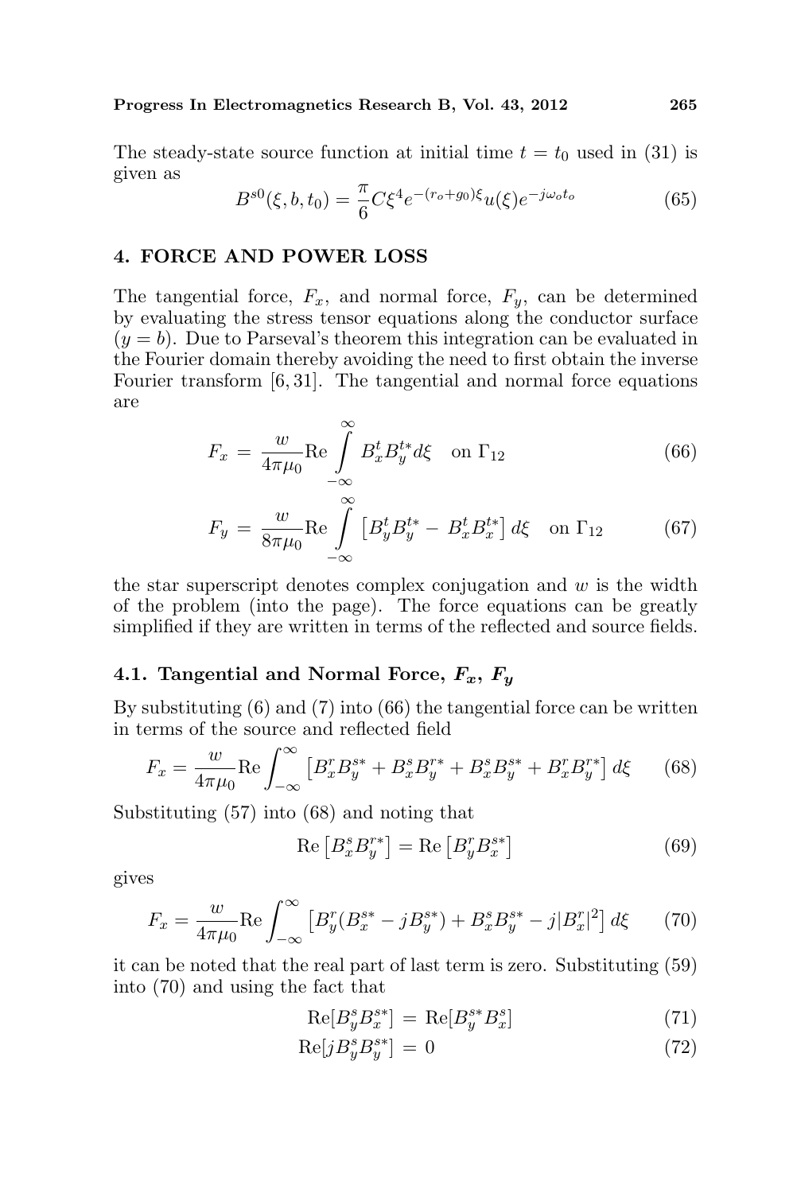The steady-state source function at initial time $t = t_0$ used in (31) is given as

$$B^{s0}(\xi, b, t_0) = \frac{\pi}{6} C \xi^4 e^{-(r_o+g_0)\xi} u(\xi) e^{-j\omega_o t_o} \tag{65}$$

## 4. FORCE AND POWER LOSS

The tangential force, $F_x$, and normal force, $F_y$, can be determined by evaluating the stress tensor equations along the conductor surface ($y = b$). Due to Parseval's theorem this integration can be evaluated in the Fourier domain thereby avoiding the need to first obtain the inverse Fourier transform [6, 31]. The tangential and normal force equations are

$$F_x = \frac{w}{4\pi\mu_0} \mathrm{Re} \int_{-\infty}^{\infty} B_x^t B_y^{t*} d\xi \quad \text{on } \Gamma_{12} \tag{66}$$

$$F_y = \frac{w}{8\pi\mu_0} \mathrm{Re} \int_{-\infty}^{\infty} \left[ B_y^t B_y^{t*} - B_x^t B_x^{t*} \right] d\xi \quad \text{on } \Gamma_{12} \tag{67}$$

the star superscript denotes complex conjugation and $w$ is the width of the problem (into the page). The force equations can be greatly simplified if they are written in terms of the reflected and source fields.

### 4.1. Tangential and Normal Force, $F_x$, $F_y$

By substituting (6) and (7) into (66) the tangential force can be written in terms of the source and reflected field

$$F_x = \frac{w}{4\pi\mu_0} \mathrm{Re} \int_{-\infty}^{\infty} \left[ B_x^r B_y^{s*} + B_x^s B_y^{r*} + B_x^s B_y^{s*} + B_x^r B_y^{r*} \right] d\xi \tag{68}$$

Substituting (57) into (68) and noting that

$$\mathrm{Re}\left[ B_x^s B_y^{r*} \right] = \mathrm{Re}\left[ B_y^r B_x^{s*} \right] \tag{69}$$

gives

$$F_x = \frac{w}{4\pi\mu_0} \mathrm{Re} \int_{-\infty}^{\infty} \left[ B_y^r (B_x^{s*} - jB_y^{s*}) + B_x^s B_y^{s*} - j|B_x^r|^2 \right] d\xi \tag{70}$$

it can be noted that the real part of last term is zero. Substituting (59) into (70) and using the fact that

$$\mathrm{Re}[B_y^s B_x^{s*}] = \mathrm{Re}[B_y^{s*} B_x^s] \tag{71}$$

$$\mathrm{Re}[jB_y^s B_y^{s*}] = 0 \tag{72}$$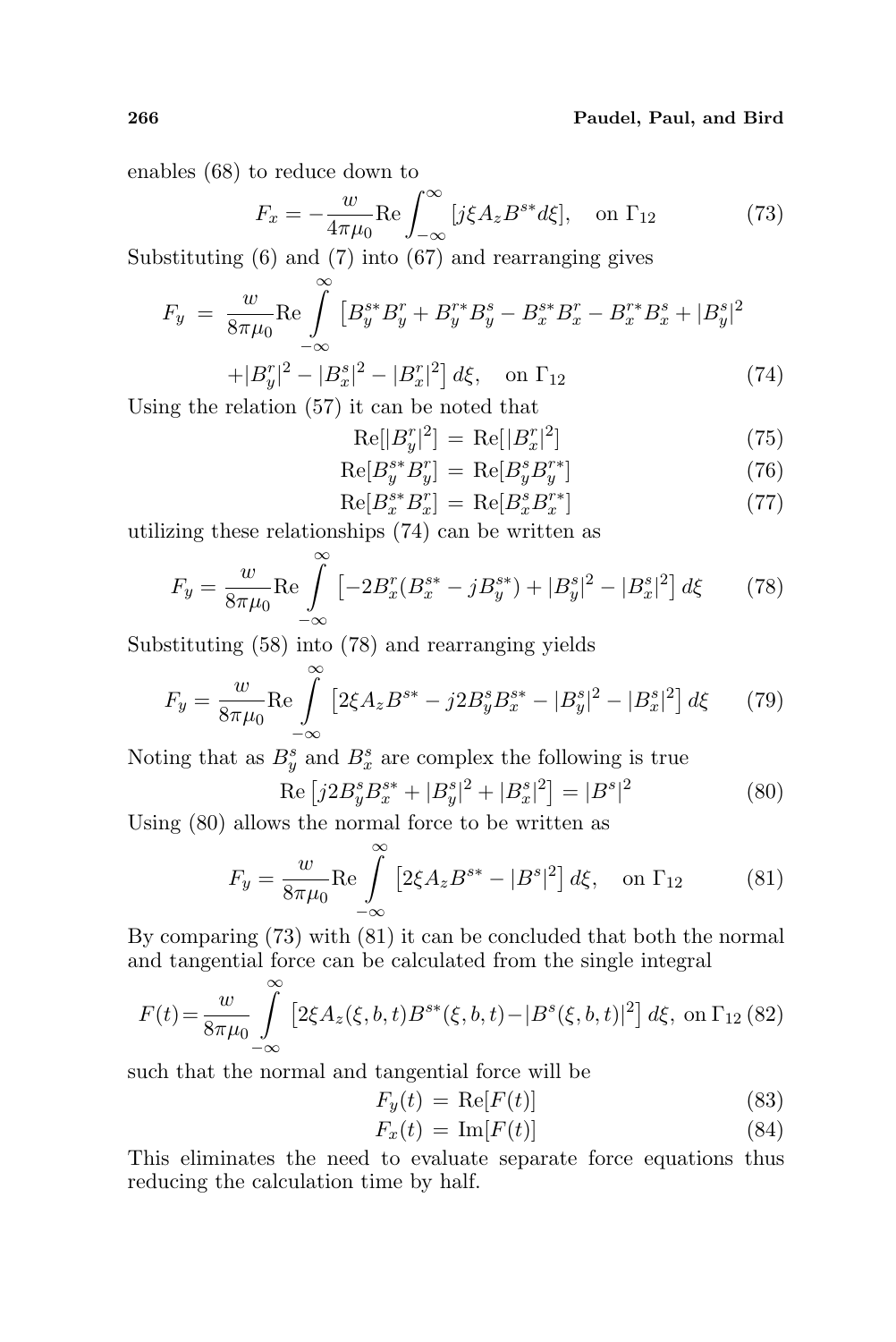enables (68) to reduce down to

$$F_x = -\frac{w}{4\pi\mu_0}\text{Re}\int_{-\infty}^{\infty}[j\xi A_z B^{s*} d\xi], \quad \text{on } \Gamma_{12} \tag{73}$$

Substituting (6) and (7) into (67) and rearranging gives

$$\begin{aligned} F_y \;=\; & \frac{w}{8\pi\mu_0}\text{Re}\int_{-\infty}^{\infty}\left[B_y^{s*}B_y^r + B_y^{r*}B_y^s - B_x^{s*}B_x^r - B_x^{r*}B_x^s + |B_y^s|^2\right. \\ & \left. +|B_y^r|^2 - |B_x^s|^2 - |B_x^r|^2\right] d\xi, \quad \text{on } \Gamma_{12} \end{aligned} \tag{74}$$

Using the relation (57) it can be noted that

$$\text{Re}[|B_y^r|^2] \;=\; \text{Re}[|B_x^r|^2] \tag{75}$$

$$\text{Re}[B_y^{s*}B_y^r] \;=\; \text{Re}[B_y^s B_y^{r*}] \tag{76}$$

$$\text{Re}[B_x^{s*}B_x^r] \;=\; \text{Re}[B_x^s B_x^{r*}] \tag{77}$$

utilizing these relationships (74) can be written as

$$F_y = \frac{w}{8\pi\mu_0}\text{Re}\int_{-\infty}^{\infty}\left[-2B_x^r(B_x^{s*} - jB_y^{s*}) + |B_y^s|^2 - |B_x^s|^2\right] d\xi \tag{78}$$

Substituting (58) into (78) and rearranging yields

$$F_y = \frac{w}{8\pi\mu_0}\text{Re}\int_{-\infty}^{\infty}\left[2\xi A_z B^{s*} - j2B_y^s B_x^{s*} - |B_y^s|^2 - |B_x^s|^2\right] d\xi \tag{79}$$

Noting that as $B_y^s$ and $B_x^s$ are complex the following is true

$$\text{Re}\left[j2B_y^s B_x^{s*} + |B_y^s|^2 + |B_x^s|^2\right] = |B^s|^2 \tag{80}$$

Using (80) allows the normal force to be written as

$$F_y = \frac{w}{8\pi\mu_0}\text{Re}\int_{-\infty}^{\infty}\left[2\xi A_z B^{s*} - |B^s|^2\right] d\xi, \quad \text{on } \Gamma_{12} \tag{81}$$

By comparing (73) with (81) it can be concluded that both the normal and tangential force can be calculated from the single integral

$$F(t) = \frac{w}{8\pi\mu_0}\int_{-\infty}^{\infty}\left[2\xi A_z(\xi,b,t)B^{s*}(\xi,b,t) - |B^s(\xi,b,t)|^2\right] d\xi, \text{ on } \Gamma_{12} \tag{82}$$

such that the normal and tangential force will be

$$F_y(t) \;=\; \text{Re}[F(t)] \tag{83}$$

$$F_x(t) \;=\; \text{Im}[F(t)] \tag{84}$$

This eliminates the need to evaluate separate force equations thus reducing the calculation time by half.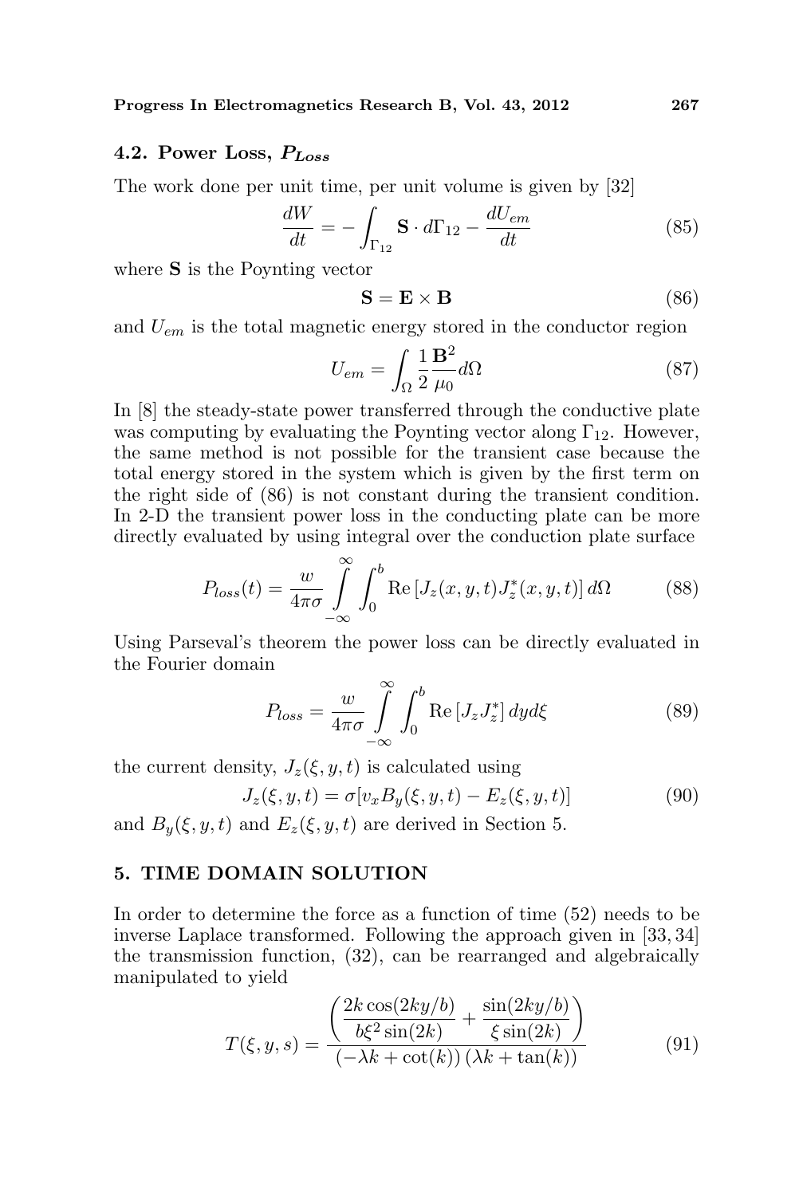### 4.2. Power Loss, $P_{Loss}$

The work done per unit time, per unit volume is given by [32]

$$\frac{dW}{dt} = -\int_{\Gamma_{12}} \mathbf{S} \cdot d\Gamma_{12} - \frac{dU_{em}}{dt} \tag{85}$$

where $\mathbf{S}$ is the Poynting vector

$$\mathbf{S} = \mathbf{E} \times \mathbf{B} \tag{86}$$

and $U_{em}$ is the total magnetic energy stored in the conductor region

$$U_{em} = \int_{\Omega} \frac{1}{2} \frac{\mathbf{B}^2}{\mu_0} d\Omega \tag{87}$$

In [8] the steady-state power transferred through the conductive plate was computing by evaluating the Poynting vector along $\Gamma_{12}$. However, the same method is not possible for the transient case because the total energy stored in the system which is given by the first term on the right side of (86) is not constant during the transient condition. In 2-D the transient power loss in the conducting plate can be more directly evaluated by using integral over the conduction plate surface

$$P_{loss}(t) = \frac{w}{4\pi\sigma} \int_{-\infty}^{\infty} \int_0^b \mathrm{Re}\left[J_z(x,y,t) J_z^*(x,y,t)\right] d\Omega \tag{88}$$

Using Parseval's theorem the power loss can be directly evaluated in the Fourier domain

$$P_{loss} = \frac{w}{4\pi\sigma} \int_{-\infty}^{\infty} \int_0^b \mathrm{Re}\left[J_z J_z^*\right] dy d\xi \tag{89}$$

the current density, $J_z(\xi, y, t)$ is calculated using

$$J_z(\xi, y, t) = \sigma[v_x B_y(\xi, y, t) - E_z(\xi, y, t)] \tag{90}$$

and $B_y(\xi, y, t)$ and $E_z(\xi, y, t)$ are derived in Section 5.

## 5. TIME DOMAIN SOLUTION

In order to determine the force as a function of time (52) needs to be inverse Laplace transformed. Following the approach given in [33, 34] the transmission function, (32), can be rearranged and algebraically manipulated to yield

$$T(\xi, y, s) = \frac{\left(\dfrac{2k\cos(2ky/b)}{b\xi^2 \sin(2k)} + \dfrac{\sin(2ky/b)}{\xi \sin(2k)}\right)}{\left(-\lambda k + \cot(k)\right)\left(\lambda k + \tan(k)\right)} \tag{91}$$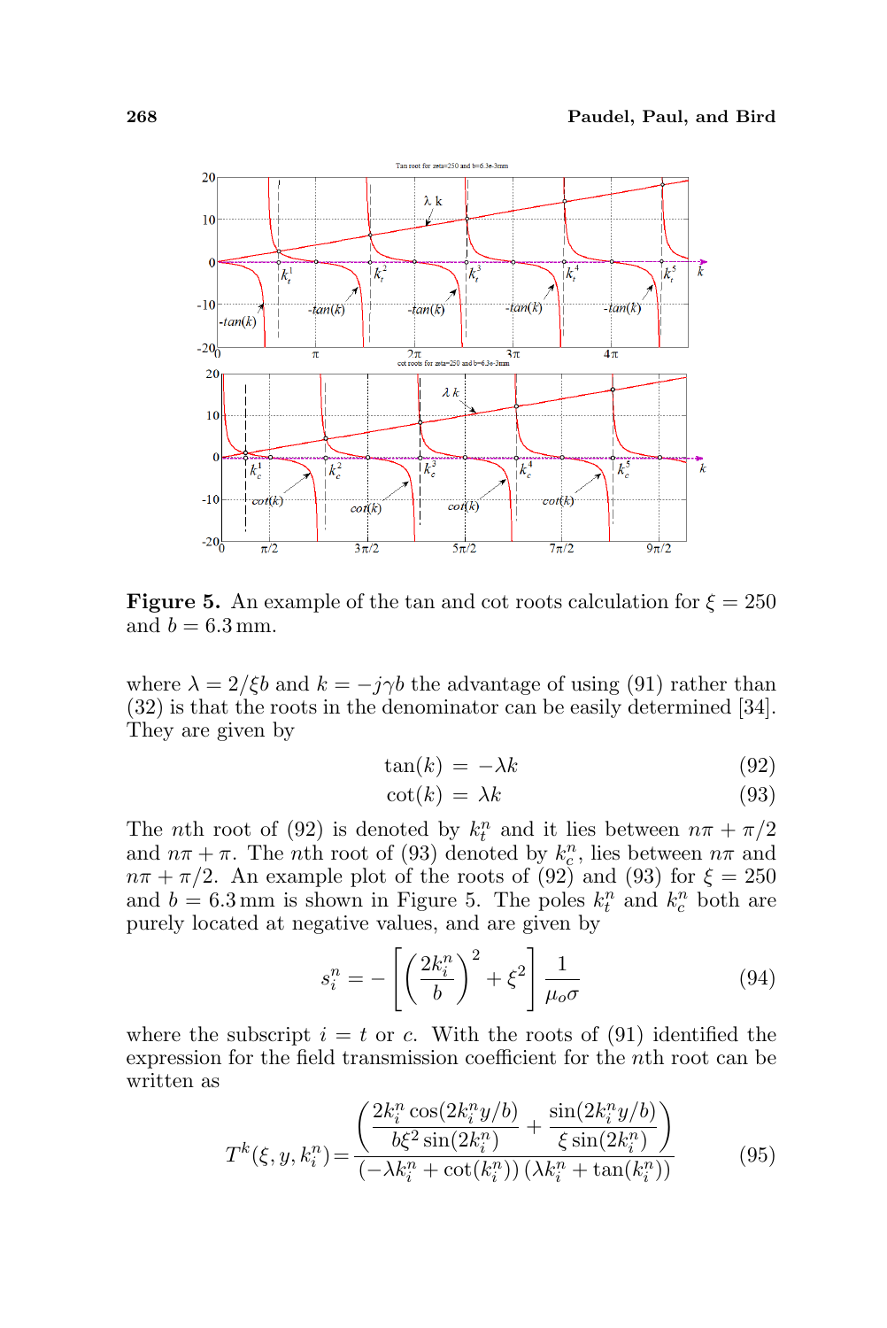**Figure 5.** An example of the tan and cot roots calculation for $\xi = 250$ and $b = 6.3\,\text{mm}$.

where $\lambda = 2/\xi b$ and $k = -j\gamma b$ the advantage of using (91) rather than (32) is that the roots in the denominator can be easily determined [34]. They are given by

$$\tan(k) = -\lambda k \tag{92}$$

$$\cot(k) = \lambda k \tag{93}$$

The $n$th root of (92) is denoted by $k_t^n$ and it lies between $n\pi + \pi/2$ and $n\pi + \pi$. The $n$th root of (93) denoted by $k_c^n$, lies between $n\pi$ and $n\pi + \pi/2$. An example plot of the roots of (92) and (93) for $\xi = 250$ and $b = 6.3\,\text{mm}$ is shown in Figure 5. The poles $k_t^n$ and $k_c^n$ both are purely located at negative values, and are given by

$$s_i^n = -\left[\left(\frac{2k_i^n}{b}\right)^2 + \xi^2\right]\frac{1}{\mu_o \sigma} \tag{94}$$

where the subscript $i = t$ or $c$. With the roots of (91) identified the expression for the field transmission coefficient for the $n$th root can be written as

$$T^k(\xi, y, k_i^n) = \frac{\left(\dfrac{2k_i^n \cos(2k_i^n y/b)}{b\xi^2 \sin(2k_i^n)} + \dfrac{\sin(2k_i^n y/b)}{\xi \sin(2k_i^n)}\right)}{\left(-\lambda k_i^n + \cot(k_i^n)\right)\left(\lambda k_i^n + \tan(k_i^n)\right)} \tag{95}$$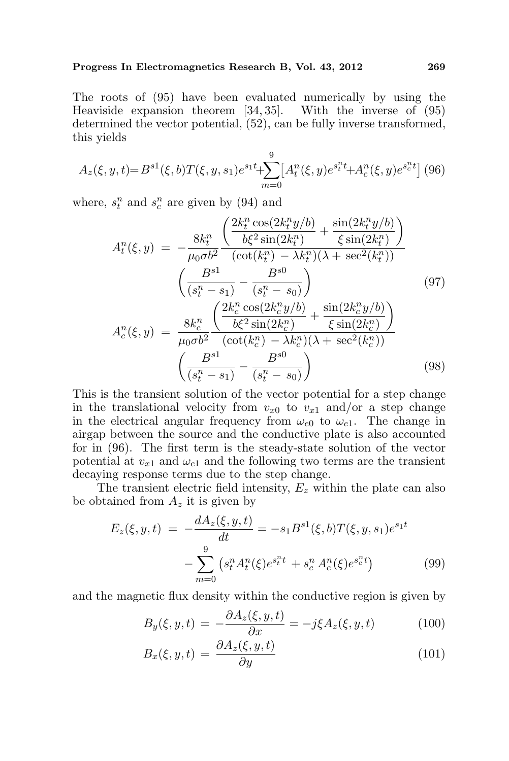The roots of (95) have been evaluated numerically by using the Heaviside expansion theorem [34, 35]. With the inverse of (95) determined the vector potential, (52), can be fully inverse transformed, this yields

$$A_z(\xi, y, t) = B^{s1}(\xi, b)T(\xi, y, s_1)e^{s_1 t} + \sum_{m=0}^{9}\left[A_t^n(\xi, y)e^{s_t^n t} + A_c^n(\xi, y)e^{s_c^n t}\right] \quad (96)$$

where, $s_t^n$ and $s_c^n$ are given by (94) and

$$A_t^n(\xi, y) = -\frac{8k_t^n}{\mu_0 \sigma b^2} \frac{\left(\dfrac{2k_t^n \cos(2k_t^n y/b)}{b\xi^2 \sin(2k_t^n)} + \dfrac{\sin(2k_t^n y/b)}{\xi \sin(2k_t^n)}\right)}{(\cot(k_t^n) - \lambda k_t^n)(\lambda + \sec^2(k_t^n))} \left(\frac{B^{s1}}{(s_t^n - s_1)} - \frac{B^{s0}}{(s_t^n - s_0)}\right) \quad (97)$$

$$A_c^n(\xi, y) = \frac{8k_c^n}{\mu_0 \sigma b^2} \frac{\left(\dfrac{2k_c^n \cos(2k_c^n y/b)}{b\xi^2 \sin(2k_c^n)} + \dfrac{\sin(2k_c^n y/b)}{\xi \sin(2k_c^n)}\right)}{(\cot(k_c^n) - \lambda k_c^n)(\lambda + \sec^2(k_c^n))} \left(\frac{B^{s1}}{(s_t^n - s_1)} - \frac{B^{s0}}{(s_t^n - s_0)}\right) \quad (98)$$

This is the transient solution of the vector potential for a step change in the translational velocity from $v_{x0}$ to $v_{x1}$ and/or a step change in the electrical angular frequency from $\omega_{e0}$ to $\omega_{e1}$. The change in airgap between the source and the conductive plate is also accounted for in (96). The first term is the steady-state solution of the vector potential at $v_{x1}$ and $\omega_{e1}$ and the following two terms are the transient decaying response terms due to the step change.

The transient electric field intensity, $E_z$ within the plate can also be obtained from $A_z$ it is given by

$$E_z(\xi, y, t) = -\frac{dA_z(\xi, y, t)}{dt} = -s_1 B^{s1}(\xi, b)T(\xi, y, s_1)e^{s_1 t} - \sum_{m=0}^{9}\left(s_t^n A_t^n(\xi)e^{s_t^n t} + s_c^n A_c^n(\xi)e^{s_c^n t}\right) \quad (99)$$

and the magnetic flux density within the conductive region is given by

$$B_y(\xi, y, t) = -\frac{\partial A_z(\xi, y, t)}{\partial x} = -j\xi A_z(\xi, y, t) \quad (100)$$

$$B_x(\xi, y, t) = \frac{\partial A_z(\xi, y, t)}{\partial y} \quad (101)$$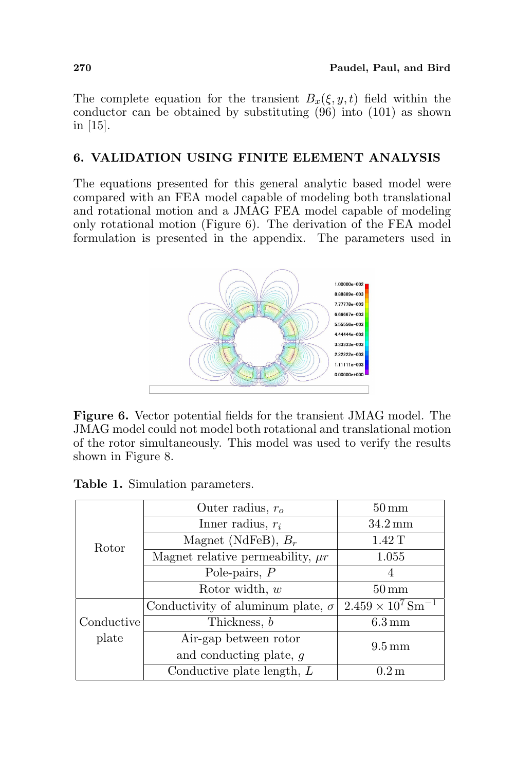The complete equation for the transient $B_x(\xi, y, t)$ field within the conductor can be obtained by substituting (96) into (101) as shown in [15].

## 6. VALIDATION USING FINITE ELEMENT ANALYSIS

The equations presented for this general analytic based model were compared with an FEA model capable of modeling both translational and rotational motion and a JMAG FEA model capable of modeling only rotational motion (Figure 6). The derivation of the FEA model formulation is presented in the appendix. The parameters used in

**Figure 6.** Vector potential fields for the transient JMAG model. The JMAG model could not model both rotational and translational motion of the rotor simultaneously. This model was used to verify the results shown in Figure 8.

**Table 1.** Simulation parameters.

| | | |
|---|---|---|
| Rotor | Outer radius, $r_o$ | 50 mm |
| | Inner radius, $r_i$ | 34.2 mm |
| | Magnet (NdFeB), $B_r$ | 1.42 T |
| | Magnet relative permeability, $\mu r$ | 1.055 |
| | Pole-pairs, $P$ | 4 |
| | Rotor width, $w$ | 50 mm |
| Conductive plate | Conductivity of aluminum plate, $\sigma$ | $2.459 \times 10^7\,\mathrm{Sm}^{-1}$ |
| | Thickness, $b$ | 6.3 mm |
| | Air-gap between rotor and conducting plate, $g$ | 9.5 mm |
| | Conductive plate length, $L$ | 0.2 m |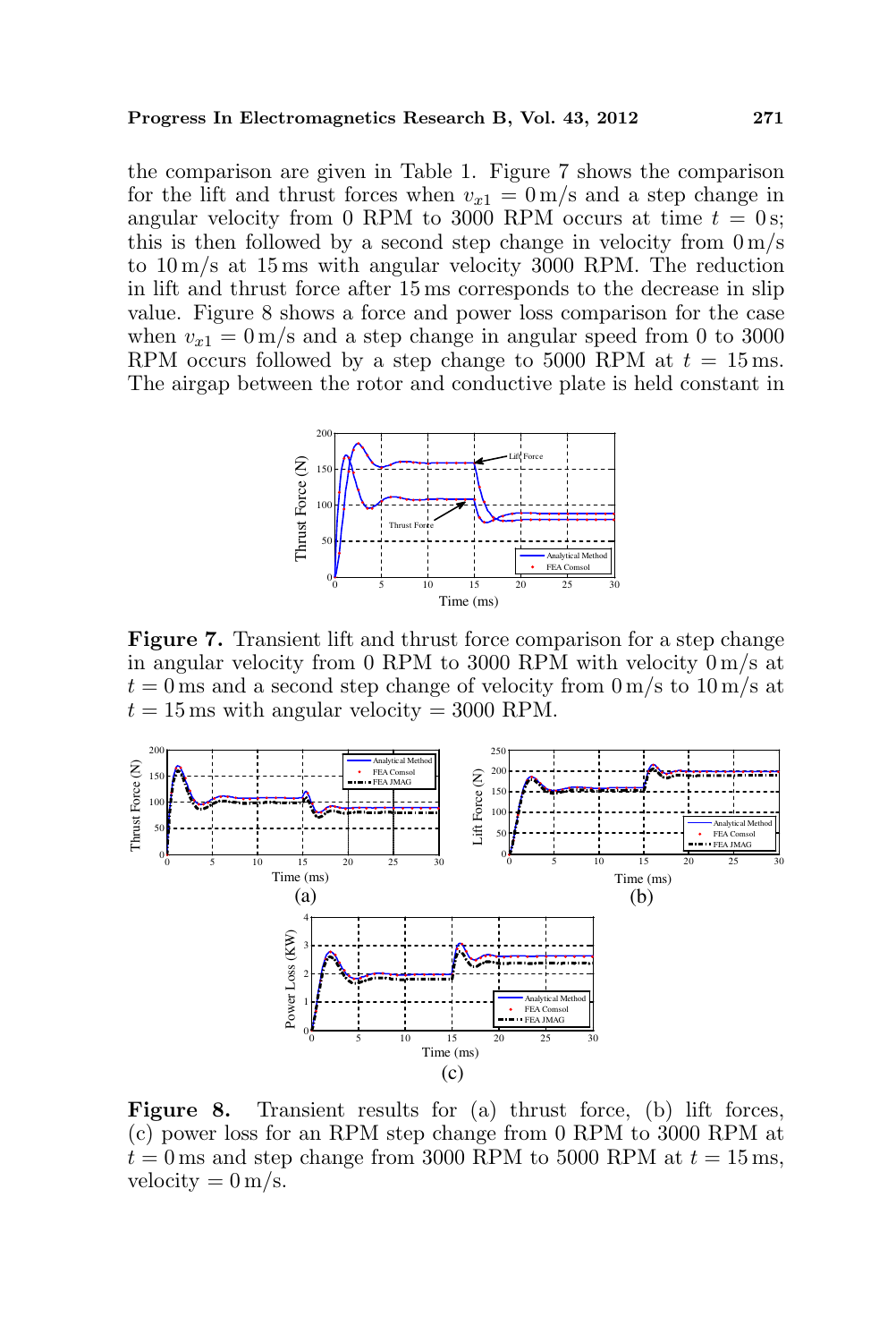the comparison are given in Table 1. Figure 7 shows the comparison for the lift and thrust forces when $v_{x1} = 0\,\text{m/s}$ and a step change in angular velocity from 0 RPM to 3000 RPM occurs at time $t = 0\,\text{s}$; this is then followed by a second step change in velocity from $0\,\text{m/s}$ to $10\,\text{m/s}$ at 15 ms with angular velocity 3000 RPM. The reduction in lift and thrust force after 15 ms corresponds to the decrease in slip value. Figure 8 shows a force and power loss comparison for the case when $v_{x1} = 0\,\text{m/s}$ and a step change in angular speed from 0 to 3000 RPM occurs followed by a step change to 5000 RPM at $t = 15\,\text{ms}$. The airgap between the rotor and conductive plate is held constant in

**Figure 7.** Transient lift and thrust force comparison for a step change in angular velocity from 0 RPM to 3000 RPM with velocity $0\,\text{m/s}$ at $t = 0\,\text{ms}$ and a second step change of velocity from $0\,\text{m/s}$ to $10\,\text{m/s}$ at $t = 15\,\text{ms}$ with angular velocity = 3000 RPM.

**Figure 8.** Transient results for (a) thrust force, (b) lift forces, (c) power loss for an RPM step change from 0 RPM to 3000 RPM at $t = 0\,\text{ms}$ and step change from 3000 RPM to 5000 RPM at $t = 15\,\text{ms}$, velocity = $0\,\text{m/s}$.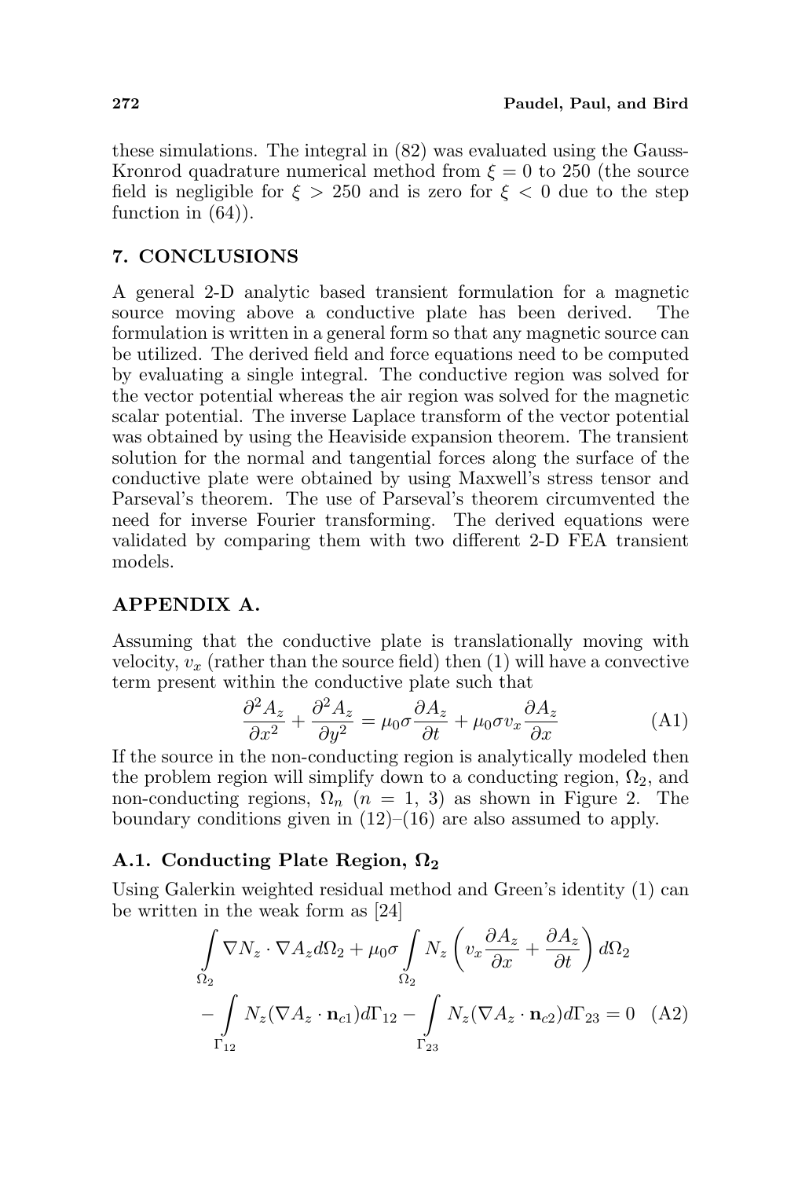these simulations. The integral in (82) was evaluated using the Gauss-Kronrod quadrature numerical method from $\xi = 0$ to 250 (the source field is negligible for $\xi > 250$ and is zero for $\xi < 0$ due to the step function in (64)).

## 7. CONCLUSIONS

A general 2-D analytic based transient formulation for a magnetic source moving above a conductive plate has been derived. The formulation is written in a general form so that any magnetic source can be utilized. The derived field and force equations need to be computed by evaluating a single integral. The conductive region was solved for the vector potential whereas the air region was solved for the magnetic scalar potential. The inverse Laplace transform of the vector potential was obtained by using the Heaviside expansion theorem. The transient solution for the normal and tangential forces along the surface of the conductive plate were obtained by using Maxwell's stress tensor and Parseval's theorem. The use of Parseval's theorem circumvented the need for inverse Fourier transforming. The derived equations were validated by comparing them with two different 2-D FEA transient models.

## APPENDIX A.

Assuming that the conductive plate is translationally moving with velocity, $v_x$ (rather than the source field) then (1) will have a convective term present within the conductive plate such that

$$\frac{\partial^2 A_z}{\partial x^2} + \frac{\partial^2 A_z}{\partial y^2} = \mu_0 \sigma \frac{\partial A_z}{\partial t} + \mu_0 \sigma v_x \frac{\partial A_z}{\partial x} \tag{A1}$$

If the source in the non-conducting region is analytically modeled then the problem region will simplify down to a conducting region, $\Omega_2$, and non-conducting regions, $\Omega_n$ ($n = 1, 3$) as shown in Figure 2. The boundary conditions given in (12)–(16) are also assumed to apply.

### A.1. Conducting Plate Region, $\Omega_2$

Using Galerkin weighted residual method and Green's identity (1) can be written in the weak form as [24]

$$\int_{\Omega_2} \nabla N_z \cdot \nabla A_z d\Omega_2 + \mu_0 \sigma \int_{\Omega_2} N_z \left( v_x \frac{\partial A_z}{\partial x} + \frac{\partial A_z}{\partial t} \right) d\Omega_2 - \int_{\Gamma_{12}} N_z (\nabla A_z \cdot \mathbf{n}_{c1}) d\Gamma_{12} - \int_{\Gamma_{23}} N_z (\nabla A_z \cdot \mathbf{n}_{c2}) d\Gamma_{23} = 0 \tag{A2}$$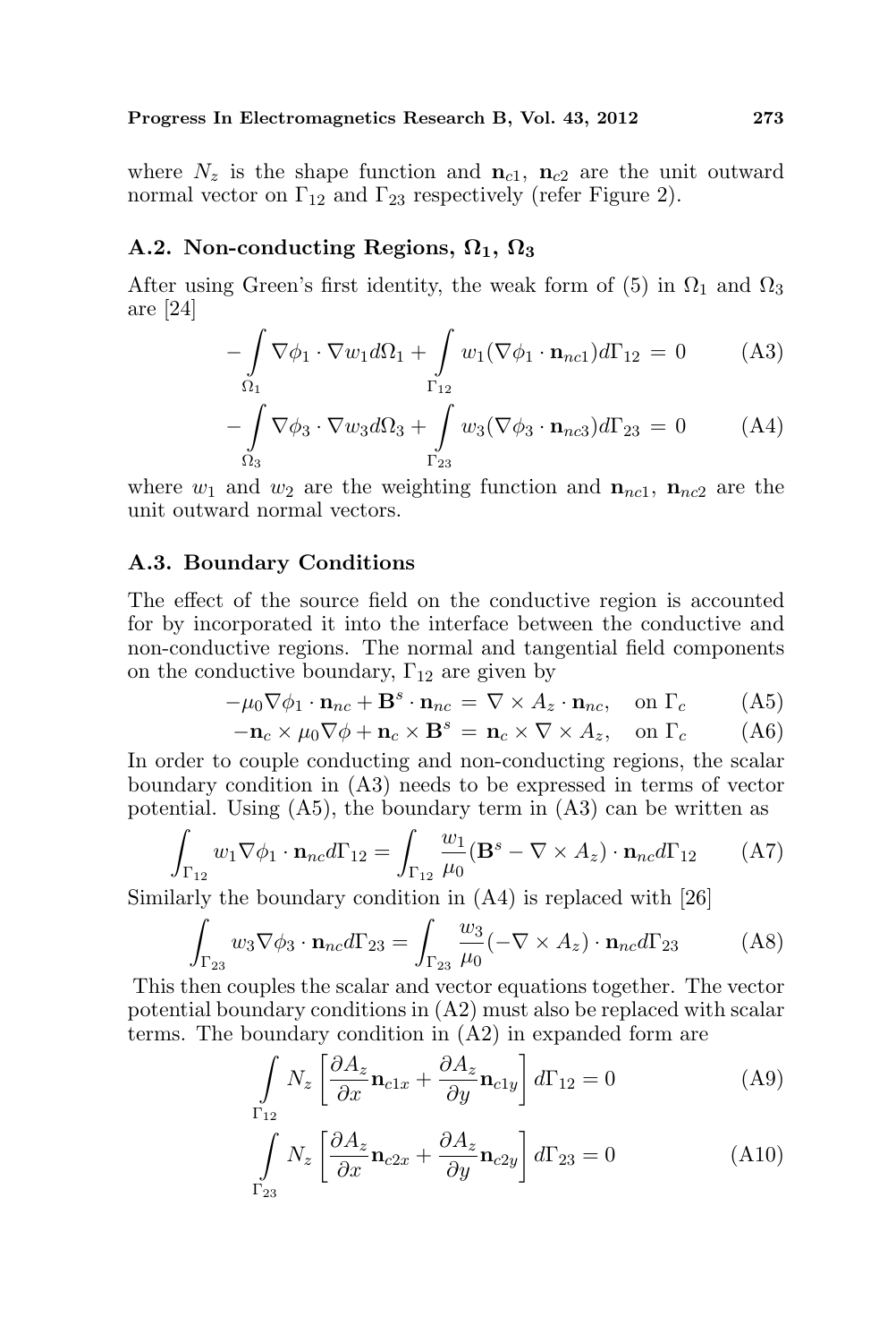where $N_z$ is the shape function and $\mathbf{n}_{c1}$, $\mathbf{n}_{c2}$ are the unit outward normal vector on $\Gamma_{12}$ and $\Gamma_{23}$ respectively (refer Figure 2).

### A.2. Non-conducting Regions, $\Omega_1$, $\Omega_3$

After using Green's first identity, the weak form of (5) in $\Omega_1$ and $\Omega_3$ are [24]

$$-\int_{\Omega_1} \nabla\phi_1 \cdot \nabla w_1 d\Omega_1 + \int_{\Gamma_{12}} w_1(\nabla\phi_1 \cdot \mathbf{n}_{nc1}) d\Gamma_{12} = 0 \tag{A3}$$

$$-\int_{\Omega_3} \nabla\phi_3 \cdot \nabla w_3 d\Omega_3 + \int_{\Gamma_{23}} w_3(\nabla\phi_3 \cdot \mathbf{n}_{nc3}) d\Gamma_{23} = 0 \tag{A4}$$

where $w_1$ and $w_2$ are the weighting function and $\mathbf{n}_{nc1}$, $\mathbf{n}_{nc2}$ are the unit outward normal vectors.

### A.3. Boundary Conditions

The effect of the source field on the conductive region is accounted for by incorporated it into the interface between the conductive and non-conductive regions. The normal and tangential field components on the conductive boundary, $\Gamma_{12}$ are given by

$$-\mu_0\nabla\phi_1 \cdot \mathbf{n}_{nc} + \mathbf{B}^s \cdot \mathbf{n}_{nc} = \nabla \times A_z \cdot \mathbf{n}_{nc}, \quad \text{on } \Gamma_c \tag{A5}$$

$$-\mathbf{n}_c \times \mu_0\nabla\phi + \mathbf{n}_c \times \mathbf{B}^s = \mathbf{n}_c \times \nabla \times A_z, \quad \text{on } \Gamma_c \tag{A6}$$

In order to couple conducting and non-conducting regions, the scalar boundary condition in (A3) needs to be expressed in terms of vector potential. Using (A5), the boundary term in (A3) can be written as

$$\int_{\Gamma_{12}} w_1 \nabla\phi_1 \cdot \mathbf{n}_{nc} d\Gamma_{12} = \int_{\Gamma_{12}} \frac{w_1}{\mu_0}(\mathbf{B}^s - \nabla \times A_z) \cdot \mathbf{n}_{nc} d\Gamma_{12} \tag{A7}$$

Similarly the boundary condition in (A4) is replaced with [26]

$$\int_{\Gamma_{23}} w_3 \nabla\phi_3 \cdot \mathbf{n}_{nc} d\Gamma_{23} = \int_{\Gamma_{23}} \frac{w_3}{\mu_0}(-\nabla \times A_z) \cdot \mathbf{n}_{nc} d\Gamma_{23} \tag{A8}$$

This then couples the scalar and vector equations together. The vector potential boundary conditions in (A2) must also be replaced with scalar terms. The boundary condition in (A2) in expanded form are

$$\int_{\Gamma_{12}} N_z \left[\frac{\partial A_z}{\partial x}\mathbf{n}_{c1x} + \frac{\partial A_z}{\partial y}\mathbf{n}_{c1y}\right] d\Gamma_{12} = 0 \tag{A9}$$

$$\int_{\Gamma_{23}} N_z \left[\frac{\partial A_z}{\partial x}\mathbf{n}_{c2x} + \frac{\partial A_z}{\partial y}\mathbf{n}_{c2y}\right] d\Gamma_{23} = 0 \tag{A10}$$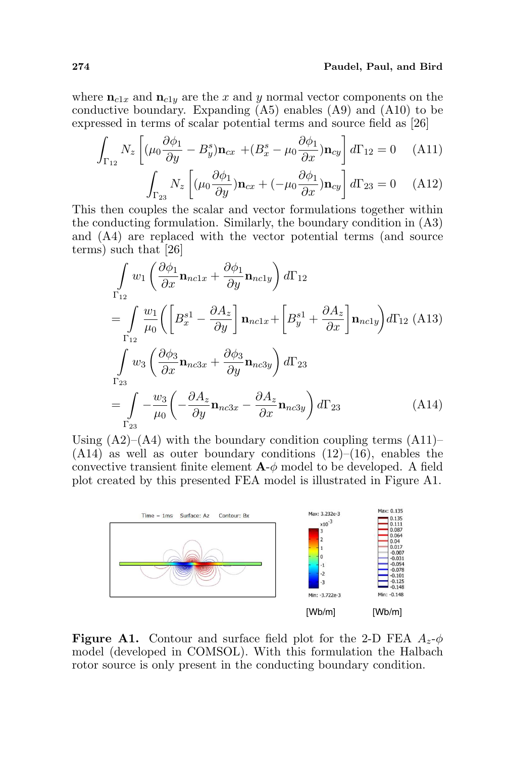where $\mathbf{n}_{c1x}$ and $\mathbf{n}_{c1y}$ are the $x$ and $y$ normal vector components on the conductive boundary. Expanding (A5) enables (A9) and (A10) to be expressed in terms of scalar potential terms and source field as [26]

$$\int_{\Gamma_{12}} N_z \left[ (\mu_0 \frac{\partial \phi_1}{\partial y} - B_y^s)\mathbf{n}_{cx} + (B_x^s - \mu_0 \frac{\partial \phi_1}{\partial x})\mathbf{n}_{cy} \right] d\Gamma_{12} = 0 \quad \text{(A11)}$$

$$\int_{\Gamma_{23}} N_z \left[ (\mu_0 \frac{\partial \phi_1}{\partial y})\mathbf{n}_{cx} + (-\mu_0 \frac{\partial \phi_1}{\partial x})\mathbf{n}_{cy} \right] d\Gamma_{23} = 0 \quad \text{(A12)}$$

This then couples the scalar and vector formulations together within the conducting formulation. Similarly, the boundary condition in (A3) and (A4) are replaced with the vector potential terms (and source terms) such that [26]

$$\int_{\Gamma_{12}} w_1 \left( \frac{\partial \phi_1}{\partial x}\mathbf{n}_{nc1x} + \frac{\partial \phi_1}{\partial y}\mathbf{n}_{nc1y} \right) d\Gamma_{12} = \int_{\Gamma_{12}} \frac{w_1}{\mu_0} \left( \left[ B_x^{s1} - \frac{\partial A_z}{\partial y} \right] \mathbf{n}_{nc1x} + \left[ B_y^{s1} + \frac{\partial A_z}{\partial x} \right] \mathbf{n}_{nc1y} \right) d\Gamma_{12} \quad \text{(A13)}$$

$$\int_{\Gamma_{23}} w_3 \left( \frac{\partial \phi_3}{\partial x}\mathbf{n}_{nc3x} + \frac{\partial \phi_3}{\partial y}\mathbf{n}_{nc3y} \right) d\Gamma_{23} = \int_{\Gamma_{23}} -\frac{w_3}{\mu_0} \left( -\frac{\partial A_z}{\partial y}\mathbf{n}_{nc3x} - \frac{\partial A_z}{\partial x}\mathbf{n}_{nc3y} \right) d\Gamma_{23} \quad \text{(A14)}$$

Using (A2)–(A4) with the boundary condition coupling terms (A11)–(A14) as well as outer boundary conditions (12)–(16), enables the convective transient finite element $\mathbf{A}$-$\phi$ model to be developed. A field plot created by this presented FEA model is illustrated in Figure A1.

**Figure A1.** Contour and surface field plot for the 2-D FEA $A_z$-$\phi$ model (developed in COMSOL). With this formulation the Halbach rotor source is only present in the conducting boundary condition.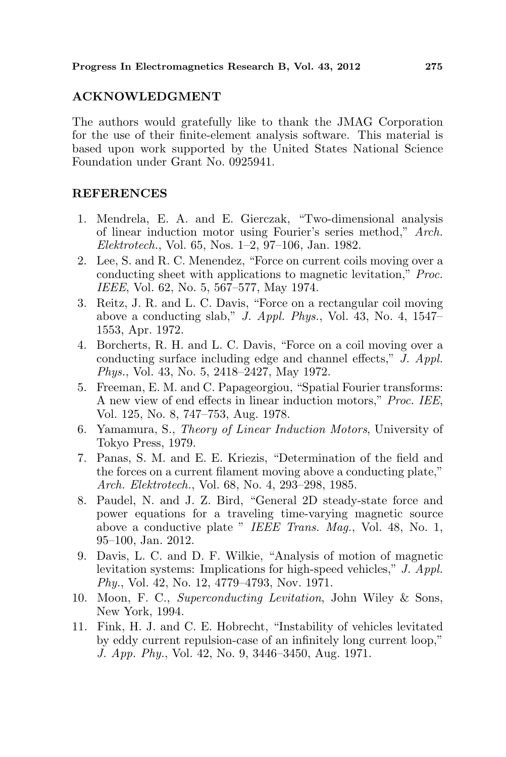## ACKNOWLEDGMENT

The authors would gratefully like to thank the JMAG Corporation for the use of their finite-element analysis software. This material is based upon work supported by the United States National Science Foundation under Grant No. 0925941.

## REFERENCES

1. Mendrela, E. A. and E. Gierczak, "Two-dimensional analysis of linear induction motor using Fourier's series method," *Arch. Elektrotech.*, Vol. 65, Nos. 1–2, 97–106, Jan. 1982.
2. Lee, S. and R. C. Menendez, "Force on current coils moving over a conducting sheet with applications to magnetic levitation," *Proc. IEEE*, Vol. 62, No. 5, 567–577, May 1974.
3. Reitz, J. R. and L. C. Davis, "Force on a rectangular coil moving above a conducting slab," *J. Appl. Phys.*, Vol. 43, No. 4, 1547–1553, Apr. 1972.
4. Borcherts, R. H. and L. C. Davis, "Force on a coil moving over a conducting surface including edge and channel effects," *J. Appl. Phys.*, Vol. 43, No. 5, 2418–2427, May 1972.
5. Freeman, E. M. and C. Papageorgiou, "Spatial Fourier transforms: A new view of end effects in linear induction motors," *Proc. IEE*, Vol. 125, No. 8, 747–753, Aug. 1978.
6. Yamamura, S., *Theory of Linear Induction Motors*, University of Tokyo Press, 1979.
7. Panas, S. M. and E. E. Kriezis, "Determination of the field and the forces on a current filament moving above a conducting plate," *Arch. Elektrotech.*, Vol. 68, No. 4, 293–298, 1985.
8. Paudel, N. and J. Z. Bird, "General 2D steady-state force and power equations for a traveling time-varying magnetic source above a conductive plate " *IEEE Trans. Mag.*, Vol. 48, No. 1, 95–100, Jan. 2012.
9. Davis, L. C. and D. F. Wilkie, "Analysis of motion of magnetic levitation systems: Implications for high-speed vehicles," *J. Appl. Phy.*, Vol. 42, No. 12, 4779–4793, Nov. 1971.
10. Moon, F. C., *Superconducting Levitation*, John Wiley & Sons, New York, 1994.
11. Fink, H. J. and C. E. Hobrecht, "Instability of vehicles levitated by eddy current repulsion-case of an infinitely long current loop," *J. App. Phy.*, Vol. 42, No. 9, 3446–3450, Aug. 1971.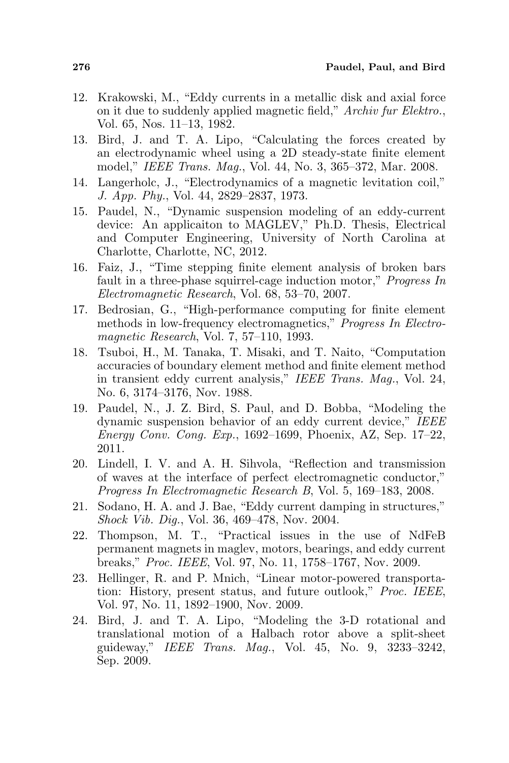12. Krakowski, M., "Eddy currents in a metallic disk and axial force on it due to suddenly applied magnetic field," *Archiv fur Elektro.*, Vol. 65, Nos. 11–13, 1982.
13. Bird, J. and T. A. Lipo, "Calculating the forces created by an electrodynamic wheel using a 2D steady-state finite element model," *IEEE Trans. Mag.*, Vol. 44, No. 3, 365–372, Mar. 2008.
14. Langerholc, J., "Electrodynamics of a magnetic levitation coil," *J. App. Phy.*, Vol. 44, 2829–2837, 1973.
15. Paudel, N., "Dynamic suspension modeling of an eddy-current device: An applicaiton to MAGLEV," Ph.D. Thesis, Electrical and Computer Engineering, University of North Carolina at Charlotte, Charlotte, NC, 2012.
16. Faiz, J., "Time stepping finite element analysis of broken bars fault in a three-phase squirrel-cage induction motor," *Progress In Electromagnetic Research*, Vol. 68, 53–70, 2007.
17. Bedrosian, G., "High-performance computing for finite element methods in low-frequency electromagnetics," *Progress In Electromagnetic Research*, Vol. 7, 57–110, 1993.
18. Tsuboi, H., M. Tanaka, T. Misaki, and T. Naito, "Computation accuracies of boundary element method and finite element method in transient eddy current analysis," *IEEE Trans. Mag.*, Vol. 24, No. 6, 3174–3176, Nov. 1988.
19. Paudel, N., J. Z. Bird, S. Paul, and D. Bobba, "Modeling the dynamic suspension behavior of an eddy current device," *IEEE Energy Conv. Cong. Exp.*, 1692–1699, Phoenix, AZ, Sep. 17–22, 2011.
20. Lindell, I. V. and A. H. Sihvola, "Reflection and transmission of waves at the interface of perfect electromagnetic conductor," *Progress In Electromagnetic Research B*, Vol. 5, 169–183, 2008.
21. Sodano, H. A. and J. Bae, "Eddy current damping in structures," *Shock Vib. Dig.*, Vol. 36, 469–478, Nov. 2004.
22. Thompson, M. T., "Practical issues in the use of NdFeB permanent magnets in maglev, motors, bearings, and eddy current breaks," *Proc. IEEE*, Vol. 97, No. 11, 1758–1767, Nov. 2009.
23. Hellinger, R. and P. Mnich, "Linear motor-powered transportation: History, present status, and future outlook," *Proc. IEEE*, Vol. 97, No. 11, 1892–1900, Nov. 2009.
24. Bird, J. and T. A. Lipo, "Modeling the 3-D rotational and translational motion of a Halbach rotor above a split-sheet guideway," *IEEE Trans. Mag.*, Vol. 45, No. 9, 3233–3242, Sep. 2009.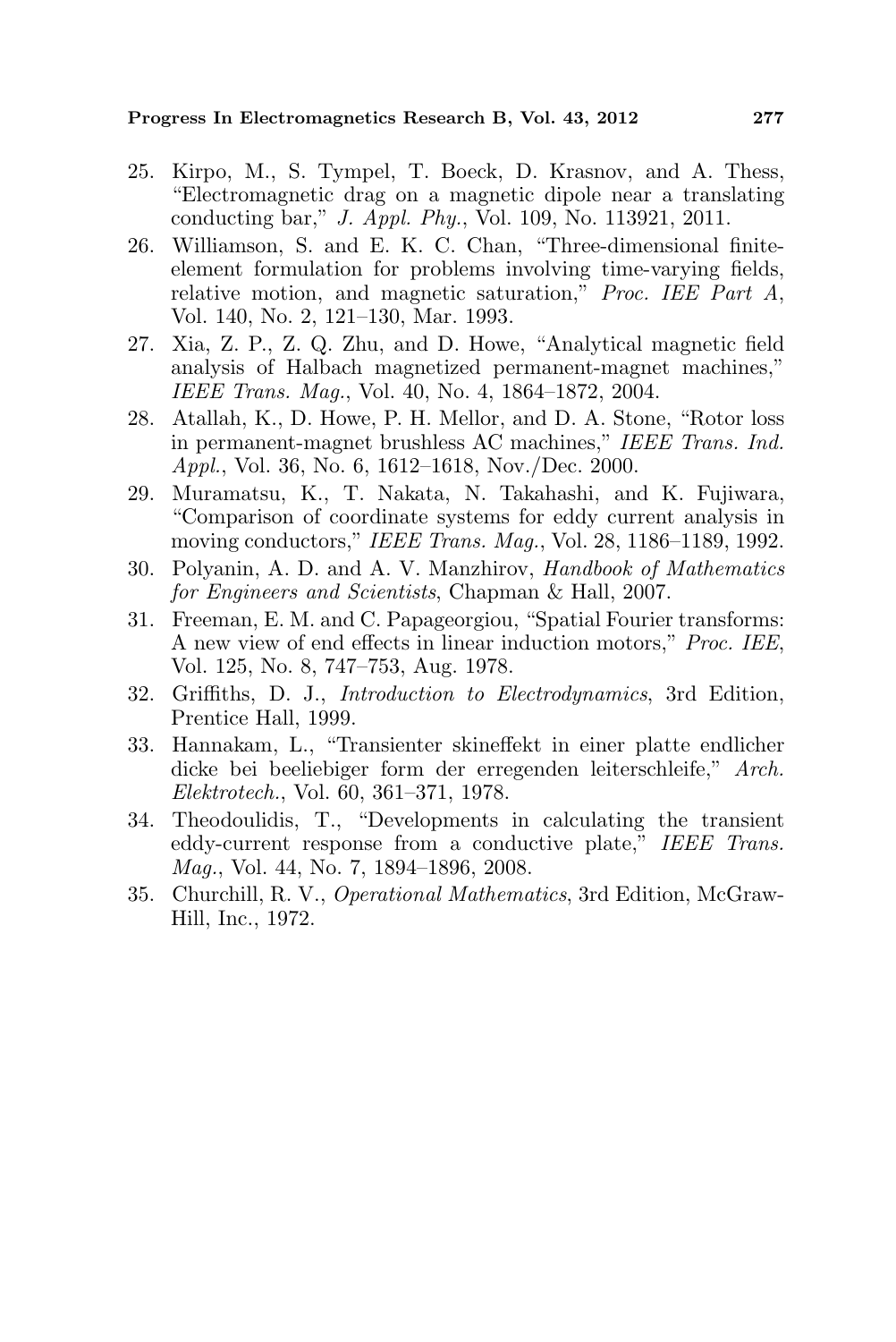25. Kirpo, M., S. Tympel, T. Boeck, D. Krasnov, and A. Thess, "Electromagnetic drag on a magnetic dipole near a translating conducting bar," *J. Appl. Phy.*, Vol. 109, No. 113921, 2011.
26. Williamson, S. and E. K. C. Chan, "Three-dimensional finite-element formulation for problems involving time-varying fields, relative motion, and magnetic saturation," *Proc. IEE Part A*, Vol. 140, No. 2, 121–130, Mar. 1993.
27. Xia, Z. P., Z. Q. Zhu, and D. Howe, "Analytical magnetic field analysis of Halbach magnetized permanent-magnet machines," *IEEE Trans. Mag.*, Vol. 40, No. 4, 1864–1872, 2004.
28. Atallah, K., D. Howe, P. H. Mellor, and D. A. Stone, "Rotor loss in permanent-magnet brushless AC machines," *IEEE Trans. Ind. Appl.*, Vol. 36, No. 6, 1612–1618, Nov./Dec. 2000.
29. Muramatsu, K., T. Nakata, N. Takahashi, and K. Fujiwara, "Comparison of coordinate systems for eddy current analysis in moving conductors," *IEEE Trans. Mag.*, Vol. 28, 1186–1189, 1992.
30. Polyanin, A. D. and A. V. Manzhirov, *Handbook of Mathematics for Engineers and Scientists*, Chapman & Hall, 2007.
31. Freeman, E. M. and C. Papageorgiou, "Spatial Fourier transforms: A new view of end effects in linear induction motors," *Proc. IEE*, Vol. 125, No. 8, 747–753, Aug. 1978.
32. Griffiths, D. J., *Introduction to Electrodynamics*, 3rd Edition, Prentice Hall, 1999.
33. Hannakam, L., "Transienter skineffekt in einer platte endlicher dicke bei beeliebiger form der erregenden leiterschleife," *Arch. Elektrotech.*, Vol. 60, 361–371, 1978.
34. Theodoulidis, T., "Developments in calculating the transient eddy-current response from a conductive plate," *IEEE Trans. Mag.*, Vol. 44, No. 7, 1894–1896, 2008.
35. Churchill, R. V., *Operational Mathematics*, 3rd Edition, McGraw-Hill, Inc., 1972.